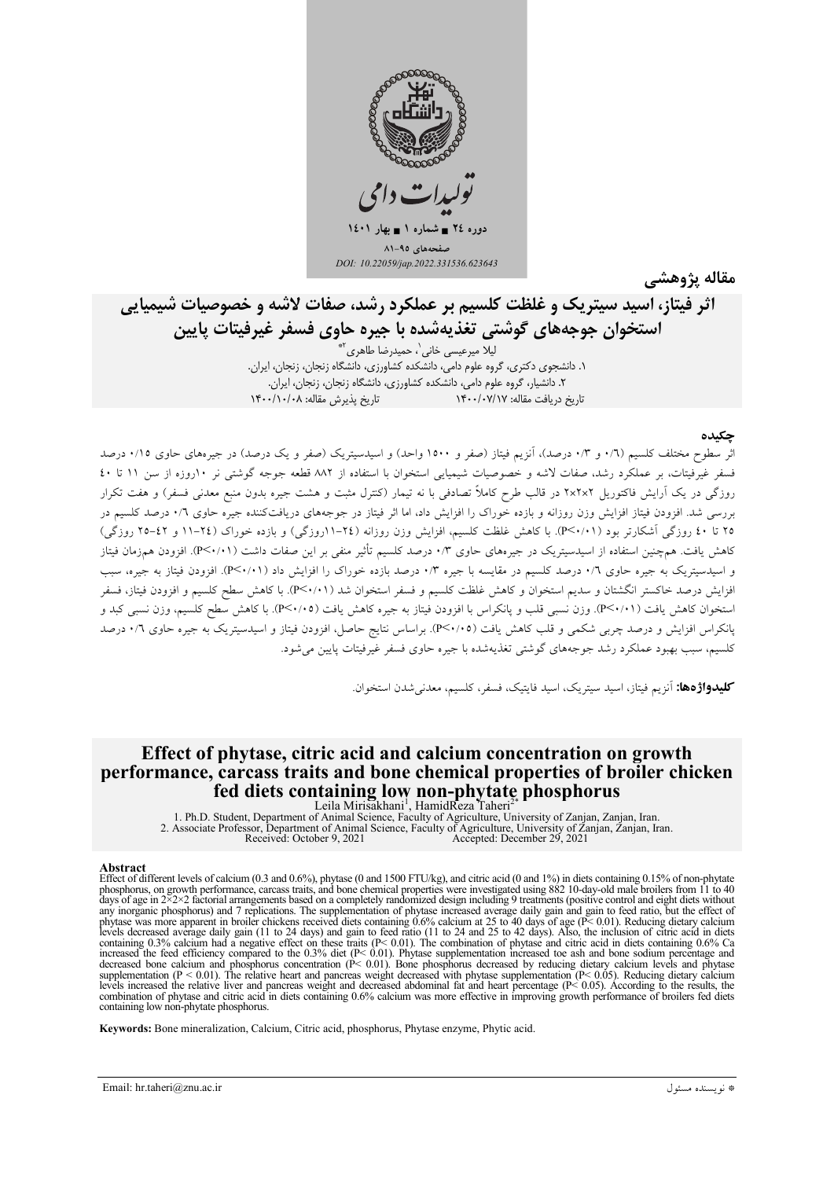مقاله پژوهشی

# اثر فیتاز، اسید سیتریک و غلظت کلسیم بر عملکرد رشد، صفات لاشه و خصوصیات شیمیایی استخوان جوجه‌های گوشتی تغذیه‌شده با جیره حاوی فسفر غیرفیتات پایین

لیلا میرعیسی خانی[1]، حمیدرضا طاهری[2*]

۱. دانشجوی دکتری، گروه علوم دامی، دانشکده کشاورزی، دانشگاه زنجان، زنجان، ایران.
۲. دانشیار، گروه علوم دامی، دانشکده کشاورزی، دانشگاه زنجان، زنجان، ایران.

تاریخ دریافت مقاله: ۱۴۰۰/۰۷/۱۷ تاریخ پذیرش مقاله: ۱۴۰۰/۱۰/۰۸

## چکیده

اثر سطوح مختلف کلسیم (۰/۶ و ۰/۳ درصد)، آنزیم فیتاز (صفر و ۱۵۰۰ واحد) و اسیدسیتریک (صفر و یک درصد) در جیره‌های حاوی ۰/۱۵ درصد فسفر غیرفیتات، بر عملکرد رشد، صفات لاشه و خصوصیات شیمیایی استخوان با استفاده از ۸۸۲ قطعه جوجه گوشتی نر ۱۰روزه از سن ۱۱ تا ۴۰ روزگی در یک آرایش فاکتوریل ۲×۲×۲ در قالب طرح کاملاً تصادفی با نه تیمار (کنترل مثبت و هشت جیره بدون منبع معدنی فسفر) و هفت تکرار بررسی شد. افزودن فیتاز افزایش وزن روزانه و بازده خوراک را افزایش داد، اما اثر فیتاز در جوجه‌های دریافت‌کننده جیره حاوی ۰/۶ درصد کلسیم در ۲۵ تا ۴۰ روزگی آشکارتر بود (P<۰/۰۱). با کاهش غلظت کلسیم، افزایش وزن روزانه (۲۴-۱۱روزگی) و بازده خوراک (۲۴-۱۱ و ۴۲-۲۵ روزگی) کاهش یافت. همچنین استفاده از اسیدسیتریک در جیره‌های حاوی ۰/۳ درصد کلسیم تأثیر منفی بر این صفات داشت (P<۰/۰۱). افزودن هم‌زمان فیتاز و اسیدسیتریک به جیره حاوی ۰/۶ درصد کلسیم در مقایسه با جیره ۰/۳ درصد بازده خوراک را افزایش داد (P<۰/۰۱). افزودن فیتاز به جیره، سبب افزایش درصد خاکستر انگشتان و سدیم استخوان و کاهش غلظت کلسیم و فسفر استخوان شد (P<۰/۰۱). با کاهش سطح کلسیم و افزودن فیتاز، فسفر استخوان کاهش یافت (P<۰/۰۱). وزن نسبی قلب و پانکراس با افزودن فیتاز به جیره کاهش یافت (P<۰/۰۵). با کاهش سطح کلسیم، وزن نسبی کبد و پانکراس افزایش و درصد چربی شکمی و قلب کاهش یافت (P<۰/۰۵). براساس نتایج حاصل، افزودن فیتاز و اسیدسیتریک به جیره حاوی ۰/۶ درصد کلسیم، سبب بهبود عملکرد رشد جوجه‌های گوشتی تغذیه‌شده با جیره حاوی فسفر غیرفیتات پایین می‌شود.

**کلیدواژه‌ها:** آنزیم فیتاز، اسید سیتریک، اسید فایتیک، فسفر، کلسیم، معدنی‌شدن استخوان.

# Effect of phytase, citric acid and calcium concentration on growth performance, carcass traits and bone chemical properties of broiler chicken fed diets containing low non-phytate phosphorus

Leila Mirisakhani[1], HamidReza Taheri[2*]

1. Ph.D. Student, Department of Animal Science, Faculty of Agriculture, University of Zanjan, Zanjan, Iran.
2. Associate Professor, Department of Animal Science, Faculty of Agriculture, University of Zanjan, Zanjan, Iran.

Received: October 9, 2021 Accepted: December 29, 2021

## Abstract

Effect of different levels of calcium (0.3 and 0.6%), phytase (0 and 1500 FTU/kg), and citric acid (0 and 1%) in diets containing 0.15% of non-phytate phosphorus, on growth performance, carcass traits, and bone chemical properties were investigated using 882 10-day-old male broilers from 11 to 40 days of age in 2×2×2 factorial arrangements based on a completely randomized design including 9 treatments (positive control and eight diets without any inorganic phosphorus) and 7 replications. The supplementation of phytase increased average daily gain and gain to feed ratio, but the effect of phytase was more apparent in broiler chickens received diets containing 0.6% calcium at 25 to 40 days of age ($P < 0.01$). Reducing dietary calcium levels decreased average daily gain (11 to 24 days) and gain to feed ratio (11 to 24 and 25 to 42 days). Also, the inclusion of citric acid in diets containing 0.3% calcium had a negative effect on these traits ($P < 0.01$). The combination of phytase and citric acid in diets containing 0.6% Ca increased the feed efficiency compared to the 0.3% diet ($P < 0.01$). Phytase supplementation increased toe ash and bone sodium percentage and decreased bone calcium and phosphorus concentration ($P < 0.01$). Bone phosphorus decreased by reducing dietary calcium levels and phytase supplementation ($P < 0.01$). The relative heart and pancreas weight decreased with phytase supplementation ($P < 0.05$). Reducing dietary calcium levels increased the relative liver and pancreas weight and decreased abdominal fat and heart percentage ($P < 0.05$). According to the results, the combination of phytase and citric acid in diets containing 0.6% calcium was more effective in improving growth performance of broilers fed diets containing low non-phytate phosphorus.

**Keywords:** Bone mineralization, Calcium, Citric acid, phosphorus, Phytase enzyme, Phytic acid.

Email: hr.taheri@znu.ac.ir

* نویسنده مسئول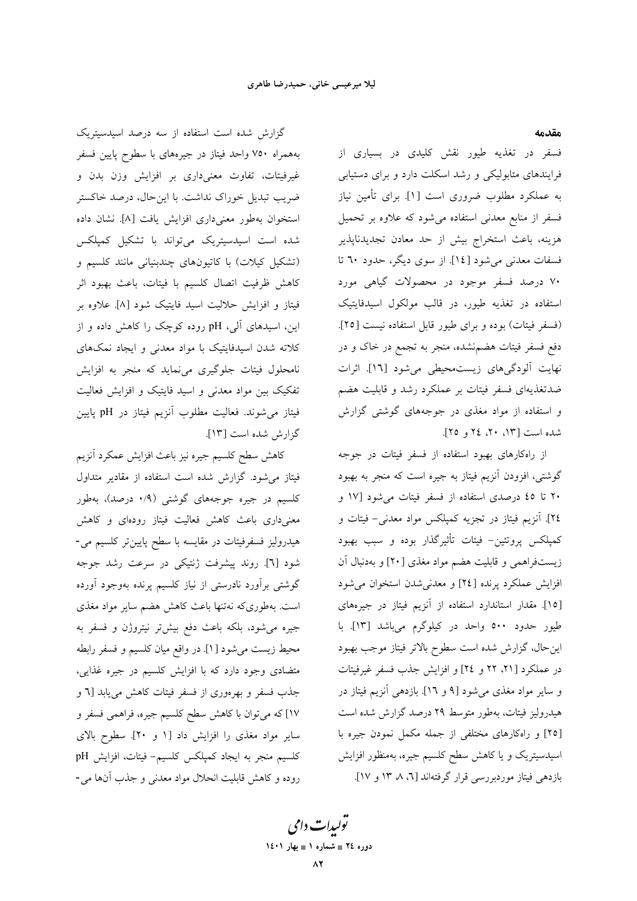## مقدمه

فسفر در تغذیه طیور نقش کلیدی در بسیاری از فرایندهای متابولیکی و رشد اسکلت دارد و برای دستیابی به عملکرد مطلوب ضروری است [۱]. برای تأمین نیاز فسفر از منابع معدنی استفاده می‌شود که علاوه بر تحمیل هزینه، باعث استخراج بیش از حد معادن تجدیدناپذیر فسفات معدنی می‌شود [۱٤]. از سوی دیگر، حدود ٦٠ تا ٧٠ درصد فسفر موجود در محصولات گیاهی مورد استفاده در تغذیه طیور، در قالب مولکول اسیدفایتیک (فسفر فیتات) بوده و برای طیور قابل استفاده نیست [۲٥]. دفع فسفر فیتات هضم‌نشده، منجر به تجمع در خاک و در نهایت آلودگی‌های زیست‌محیطی می‌شود [۱٦]. اثرات ضدتغذیه‌ای فسفر فیتات بر عملکرد رشد و قابلیت هضم و استفاده از مواد مغذی در جوجه‌های گوشتی گزارش شده است [۱۳، ۲۰، ۲٤ و ۲٥].

از راهکارهای بهبود استفاده از فسفر فیتات در جوجه گوشتی، افزودن آنزیم فیتاز به جیره است که منجر به بهبود ۲۰ تا ٤٥ درصدی استفاده از فسفر فیتات می‌شود [۱۷ و ۲٤]. آنزیم فیتاز در تجزیه کمپلکس مواد معدنی- فیتات و کمپلکس پروتئین- فیتات تأثیرگذار بوده و سبب بهبود زیست‌فراهمی و قابلیت هضم مواد مغذی [۲۰] و به‌دنبال آن افزایش عملکرد پرنده [۲٤] و معدنی‌شدن استخوان می‌شود [۱٥]. مقدار استاندارد استفاده از آنزیم فیتاز در جیره‌های طیور حدود ٥٠٠ واحد در کیلوگرم می‌باشد [۱۳]. با این‌حال، گزارش شده است سطوح بالاتر فیتاز موجب بهبود در عملکرد [۲۱، ۲۲ و ۲٤] و افزایش جذب فسفر غیرفیتات و سایر مواد مغذی می‌شود [۹ و ۱٦]. بازدهی آنزیم فیتاز در هیدرولیز فیتات، به‌طور متوسط ۲۹ درصد گزارش شده است [۲٥] و راهکارهای مختلفی از جمله مکمل نمودن جیره با اسیدسیتریک و یا کاهش سطح کلسیم جیره، به‌منظور افزایش بازدهی فیتاز موردبررسی قرار گرفته‌اند [٦، ۸، ۱۳ و ۱۷].

گزارش شده است استفاده از سه درصد اسیدسیتریک به‌همراه ۷٥٠ واحد فیتاز در جیره‌های با سطوح پایین فسفر غیرفیتات، تفاوت معنی‌داری بر افزایش وزن بدن و ضریب تبدیل خوراک نداشت. با این‌حال، درصد خاکستر استخوان به‌طور معنی‌داری افزایش یافت [۸]. نشان داده شده است اسیدسیتریک می‌تواند با تشکیل کمپلکس (تشکیل کیلات) با کاتیون‌های چندبنیانی مانند کلسیم و کاهش ظرفیت اتصال کلسیم با فیتات، باعث بهبود اثر فیتاز و افزایش حلالیت اسید فایتیک شود [۸]. علاوه بر این، اسیدهای آلی، pH روده کوچک را کاهش داده و از کلاته شدن اسیدفایتیک با مواد معدنی و ایجاد نمک‌های نامحلول فیتات جلوگیری می‌نماید که منجر به افزایش تفکیک بین مواد معدنی و اسید فایتیک و افزایش فعالیت فیتاز می‌شوند. فعالیت مطلوب آنزیم فیتاز در pH پایین گزارش شده است [۱۳].

کاهش سطح کلسیم جیره نیز باعث افزایش عملکرد آنزیم فیتاز می‌شود. گزارش شده است استفاده از مقادیر متداول کلسیم در جیره جوجه‌های گوشتی (۰/۹ درصد)، به‌طور معنی‌داری باعث کاهش فعالیت فیتاز روده‌ای و کاهش هیدرولیز فسفرفیتات در مقایسه با سطح پایین‌تر کلسیم می‌شود [٦]. روند پیشرفت ژنتیکی در سرعت رشد جوجه گوشتی برآورد نادرستی از نیاز کلسیم پرنده به‌وجود آورده است. به‌طوری‌که نه‌تنها باعث کاهش هضم سایر مواد مغذی جیره می‌شود، بلکه باعث دفع بیش‌تر نیتروژن و فسفر به محیط زیست می‌شود [۱]. در واقع میان کلسیم و فسفر رابطه متضادی وجود دارد که با افزایش کلسیم در جیره غذایی، جذب فسفر و بهره‌وری از فسفر فیتات کاهش می‌یابد [٦ و ۱۷] که می‌توان با کاهش سطح کلسیم جیره، فراهمی فسفر و سایر مواد مغذی را افزایش داد [۱ و ۲۰]. سطوح بالای کلسیم منجر به ایجاد کمپلکس کلسیم- فیتات، افزایش pH روده و کاهش قابلیت انحلال مواد معدنی و جذب آن‌ها می-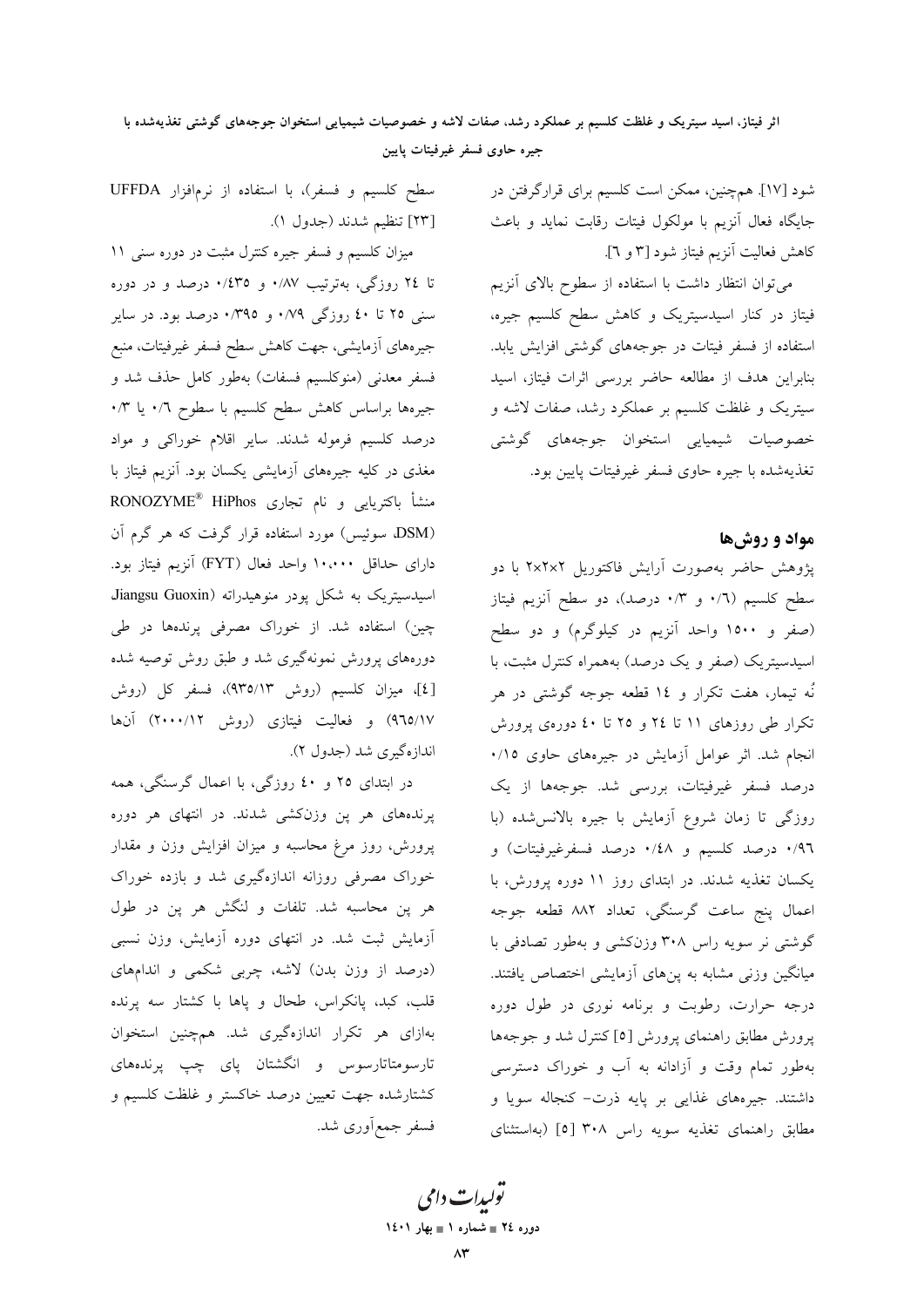شود [۱۷]. همچنین، ممکن است کلسیم برای قرارگرفتن در جایگاه فعال آنزیم با مولکول فیتات رقابت نماید و باعث کاهش فعالیت آنزیم فیتاز شود [۳ و ٦].

می‌توان انتظار داشت با استفاده از سطوح بالای آنزیم فیتاز در کنار اسیدسیتریک و کاهش سطح کلسیم جیره، استفاده از فسفر فیتات در جوجه‌های گوشتی افزایش یابد. بنابراین هدف از مطالعه حاضر بررسی اثرات فیتاز، اسید سیتریک و غلظت کلسیم بر عملکرد رشد، صفات لاشه و خصوصیات شیمیایی استخوان جوجه‌های گوشتی تغذیه‌شده با جیره حاوی فسفر غیرفیتات پایین بود.

## مواد و روش‌ها

پژوهش حاضر به‌صورت آرایش فاکتوریل ۲×۲×۲ با دو سطح کلسیم (۰/٦ و ۰/۳ درصد)، دو سطح آنزیم فیتاز (صفر و ۱۵۰۰ واحد آنزیم در کیلوگرم) و دو سطح اسیدسیتریک (صفر و یک درصد) به‌همراه کنترل مثبت، با نُه تیمار، هفت تکرار و ١٤ قطعه جوجه گوشتی در هر تکرار طی روزهای ۱۱ تا ٢٤ و ٢٥ تا ٤٠ دوره‌ی پرورش انجام شد. اثر عوامل آزمایش در جیره‌های حاوی ۰/۱۵ درصد فسفر غیرفیتات، بررسی شد. جوجه‌ها از یک روزگی تا زمان شروع آزمایش با جیره بالانس‌شده (با ۰/۹٦ درصد کلسیم و ۰/٤٨ درصد فسفرغیرفیتات) و یکسان تغذیه شدند. در ابتدای روز ۱۱ دوره پرورش، با اعمال پنج ساعت گرسنگی، تعداد ۸۸۲ قطعه جوجه گوشتی نر سویه راس ۳۰۸ وزن‌کشی و به‌طور تصادفی با میانگین وزنی مشابه به پن‌های آزمایشی اختصاص یافتند. درجه حرارت، رطوبت و برنامه نوری در طول دوره پرورش مطابق راهنمای پرورش [٥] کنترل شد و جوجه‌ها به‌طور تمام وقت و آزادانه به آب و خوراک دسترسی داشتند. جیره‌های غذایی بر پایه ذرت- کنجاله سویا و مطابق راهنمای تغذیه سویه راس ۳۰۸ [٥] (به‌استثنای سطح کلسیم و فسفر)، با استفاده از نرم‌افزار UFFDA [۲۳] تنظیم شدند (جدول ۱).

میزان کلسیم و فسفر جیره کنترل مثبت در دوره سنی ۱۱ تا ٢٤ روزگی، به‌ترتیب ۰/۸۷ و ۰/٤۳٥ درصد و در دوره سنی ٢٥ تا ٤٠ روزگی ۰/۷۹ و ۰/۳۹٥ درصد بود. در سایر جیره‌های آزمایشی، جهت کاهش سطح فسفر غیرفیتات، منبع فسفر معدنی (منوکلسیم فسفات) به‌طور کامل حذف شد و جیره‌ها براساس کاهش سطح کلسیم با سطوح ۰/٦ یا ۰/۳ درصد کلسیم فرموله شدند. سایر اقلام خوراکی و مواد مغذی در کلیه جیره‌های آزمایشی یکسان بود. آنزیم فیتاز با منشأ باکتریایی و نام تجاری RONOZYME® HiPhos (DSM، سوئیس) مورد استفاده قرار گرفت که هر گرم آن دارای حداقل ۱۰،۰۰۰ واحد فعال (FYT) آنزیم فیتاز بود. اسیدسیتریک به شکل پودر منوهیدراته (Jiangsu Guoxin چین) استفاده شد. از خوراک مصرفی پرنده‌ها در طی دوره‌های پرورش نمونه‌گیری شد و طبق روش توصیه شده [٤]، میزان کلسیم (روش ۹۳٥/۱۳)، فسفر کل (روش ۹٦٥/۱۷) و فعالیت فیتازی (روش ۲۰۰۰/۱۲) آن‌ها اندازه‌گیری شد (جدول ۲).

در ابتدای ٢٥ و ٤٠ روزگی، با اعمال گرسنگی، همه پرنده‌های هر پن وزن‌کشی شدند. در انتهای هر دوره پرورش، روز مرغ محاسبه و میزان افزایش وزن و مقدار خوراک مصرفی روزانه اندازه‌گیری شد و بازده خوراک هر پن محاسبه شد. تلفات و لنگش هر پن در طول آزمایش ثبت شد. در انتهای دوره آزمایش، وزن نسبی (درصد از وزن بدن) لاشه، چربی شکمی و اندام‌های قلب، کبد، پانکراس، طحال و پاها با کشتار سه پرنده به‌ازای هر تکرار اندازه‌گیری شد. همچنین استخوان تارسومتاتارسوس و انگشتان پای چپ پرنده‌های کشتارشده جهت تعیین درصد خاکستر و غلظت کلسیم و فسفر جمع‌آوری شد.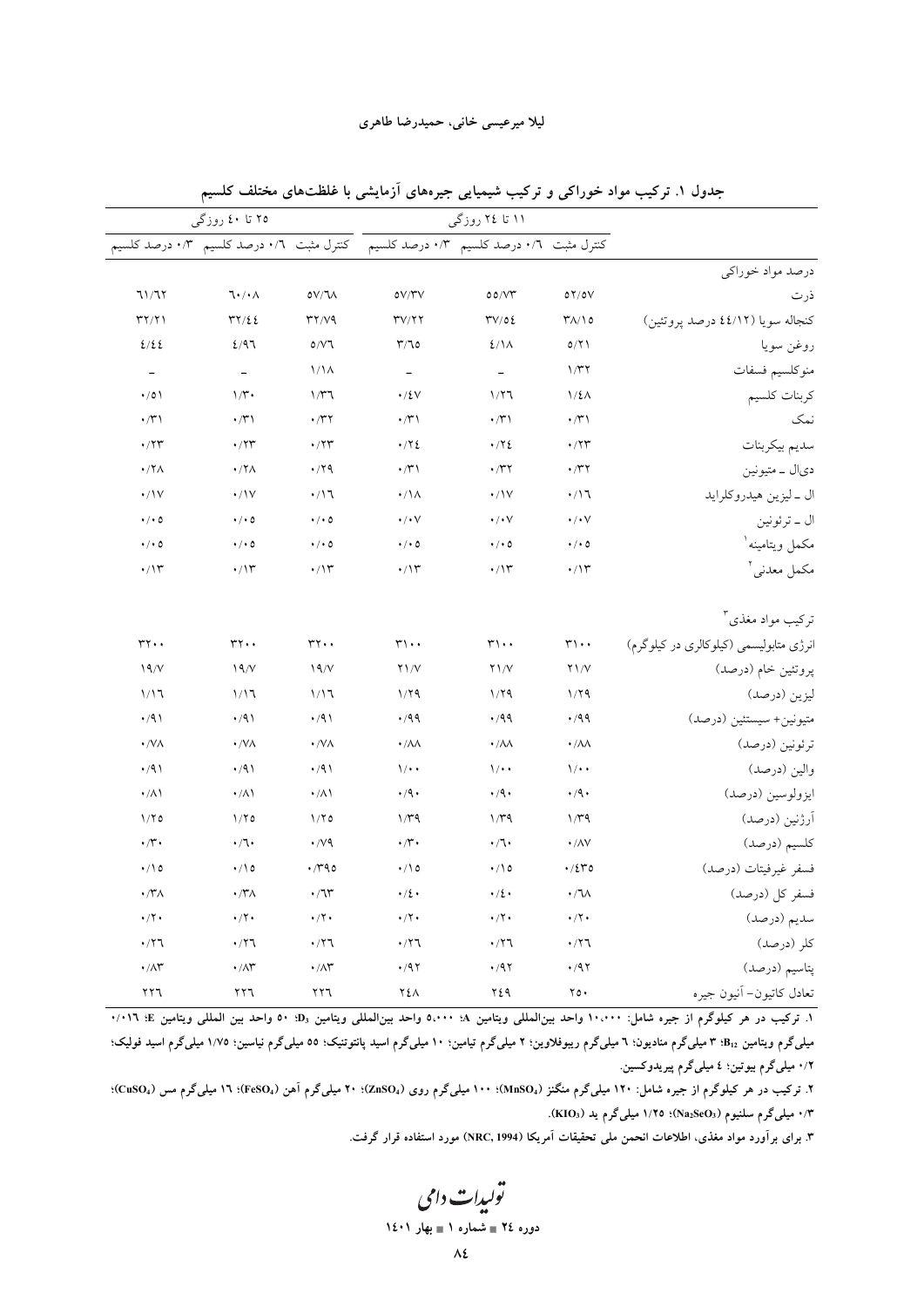**جدول ۱. ترکیب مواد خوراکی و ترکیب شیمیایی جیره‌های آزمایشی با غلظت‌های مختلف کلسیم**

| | ۱۱ تا ۲٤ روزگی | | | ۲۵ تا ٤۰ روزگی | | |
|---|---|---|---|---|---|---|
| | کنترل مثبت | ۰/٦ درصد کلسیم | ۰/۳ درصد کلسیم | کنترل مثبت | ۰/٦ درصد کلسیم | ۰/۳ درصد کلسیم |
| درصد مواد خوراکی | | | | | | |
| ذرت | ۵۲/۵۷ | ۵۵/۷۳ | ۵۷/۳۷ | ۵۷/٦۸ | ٦۰/۰۸ | ٦۱/٦۲ |
| کنجاله سویا (٤٤/۱۲ درصد پروتئین) | ۳۸/۱۵ | ۳۷/۵٤ | ۳۷/۲۲ | ۳۲/۷۹ | ۳۲/٤٤ | ۳۲/۲۱ |
| روغن سویا | ۵/۲۱ | ٤/۱۸ | ۳/٦۵ | ۵/۷٦ | ٤/۹٦ | ٤/٤٤ |
| منوکلسیم فسفات | ۱/۳۲ | – | – | ۱/۱۸ | – | – |
| کربنات کلسیم | ۱/٤۸ | ۱/۲٦ | ۰/٤۷ | ۱/۳٦ | ۱/۳۰ | ۰/۵۱ |
| نمک | ۰/۳۱ | ۰/۳۱ | ۰/۳۱ | ۰/۳۲ | ۰/۳۱ | ۰/۳۱ |
| سدیم بیکربنات | ۰/۲۳ | ۰/۲٤ | ۰/۲٤ | ۰/۲۳ | ۰/۲۳ | ۰/۲۳ |
| دی‌ال ـ متیونین | ۰/۳۲ | ۰/۳۲ | ۰/۳۱ | ۰/۲۹ | ۰/۲۸ | ۰/۲۸ |
| ال ـ لیزین هیدروکلراید | ۰/۱٦ | ۰/۱۷ | ۰/۱۸ | ۰/۱٦ | ۰/۱۷ | ۰/۱۷ |
| ال ـ ترئونین | ۰/۰۷ | ۰/۰۷ | ۰/۰۷ | ۰/۰۵ | ۰/۰۵ | ۰/۰۵ |
| مکمل ویتامینه [۱] | ۰/۰۵ | ۰/۰۵ | ۰/۰۵ | ۰/۰۵ | ۰/۰۵ | ۰/۰۵ |
| مکمل معدنی [۲] | ۰/۱۳ | ۰/۱۳ | ۰/۱۳ | ۰/۱۳ | ۰/۱۳ | ۰/۱۳ |
| ترکیب مواد مغذی [۳] | | | | | | |
| انرژی متابولیسمی (کیلوکالری در کیلوگرم) | ۳۱۰۰ | ۳۱۰۰ | ۳۱۰۰ | ۳۲۰۰ | ۳۲۰۰ | ۳۲۰۰ |
| پروتئین خام (درصد) | ۲۱/۷ | ۲۱/۷ | ۲۱/۷ | ۱۹/۷ | ۱۹/۷ | ۱۹/۷ |
| لیزین (درصد) | ۱/۲۹ | ۱/۲۹ | ۱/۲۹ | ۱/۱٦ | ۱/۱٦ | ۱/۱٦ |
| متیونین+ سیستئین (درصد) | ۰/۹۹ | ۰/۹۹ | ۰/۹۹ | ۰/۹۱ | ۰/۹۱ | ۰/۹۱ |
| ترئونین (درصد) | ۰/۸۸ | ۰/۸۸ | ۰/۸۸ | ۰/۷۸ | ۰/۷۸ | ۰/۷۸ |
| والین (درصد) | ۱/۰۰ | ۱/۰۰ | ۱/۰۰ | ۰/۹۱ | ۰/۹۱ | ۰/۹۱ |
| ایزولوسین (درصد) | ۰/۹۰ | ۰/۹۰ | ۰/۹۰ | ۰/۸۱ | ۰/۸۱ | ۰/۸۱ |
| آرژنین (درصد) | ۱/۳۹ | ۱/۳۹ | ۱/۳۹ | ۱/۲۵ | ۱/۲۵ | ۱/۲۵ |
| کلسیم (درصد) | ۰/۸۷ | ۰/٦۰ | ۰/۳۰ | ۰/۷۹ | ۰/٦۰ | ۰/۳۰ |
| فسفر غیرفیتات (درصد) | ۰/٤۳۵ | ۰/۱۵ | ۰/۱۵ | ۰/۳۹۵ | ۰/۱۵ | ۰/۱۵ |
| فسفر کل (درصد) | ۰/٦۸ | ۰/٤۰ | ۰/٤۰ | ۰/٦۳ | ۰/۳۸ | ۰/۳۸ |
| سدیم (درصد) | ۰/۲۰ | ۰/۲۰ | ۰/۲۰ | ۰/۲۰ | ۰/۲۰ | ۰/۲۰ |
| کلر (درصد) | ۰/۲٦ | ۰/۲٦ | ۰/۲٦ | ۰/۲٦ | ۰/۲٦ | ۰/۲٦ |
| پتاسیم (درصد) | ۰/۹۲ | ۰/۹۲ | ۰/۹۲ | ۰/۸۳ | ۰/۸۳ | ۰/۸۳ |
| تعادل کاتیون- آنیون جیره | ۲۵۰ | ۲٤۹ | ۲٤۸ | ۲۲٦ | ۲۲٦ | ۲۲٦ |

۱. ترکیب در هر کیلوگرم از جیره شامل: ۱۰،۰۰۰ واحد بین‌المللی ویتامین A؛ ۵،۰۰۰ واحد بین‌المللی ویتامین $D_3$؛ ۵۰ واحد بین المللی ویتامین E؛ ۰/۰۱٦ میلی‌گرم ویتامین $B_{12}$؛ ۳ میلی‌گرم منادیون؛ ٦ میلی‌گرم ریبوفلاوین؛ ۲ میلی‌گرم تیامین؛ ۱۰ میلی‌گرم اسید پانتوتنیک؛ ۵۵ میلی‌گرم نیاسین؛ ۱/۷۵ میلی‌گرم اسید فولیک؛ ۰/۲ میلی‌گرم بیوتین؛ ٤ میلی‌گرم پیریدوکسین.

۲. ترکیب در هر کیلوگرم از جیره شامل: ۱۲۰ میلی‌گرم منگنز ($MnSO_4$)؛ ۱۰۰ میلی‌گرم روی ($ZnSO_4$)؛ ۲۰ میلی‌گرم آهن ($FeSO_4$)؛ ۱٦ میلی‌گرم مس ($CuSO_4$)؛ ۰/۳ میلی‌گرم سلنیوم ($Na_2SeO_3$)؛ ۱/۲۵ میلی‌گرم ید ($KIO_3$).

۳. برای برآورد مواد مغذی، اطلاعات انجمن ملی تحقیقات آمریکا (NRC, 1994) مورد استفاده قرار گرفت.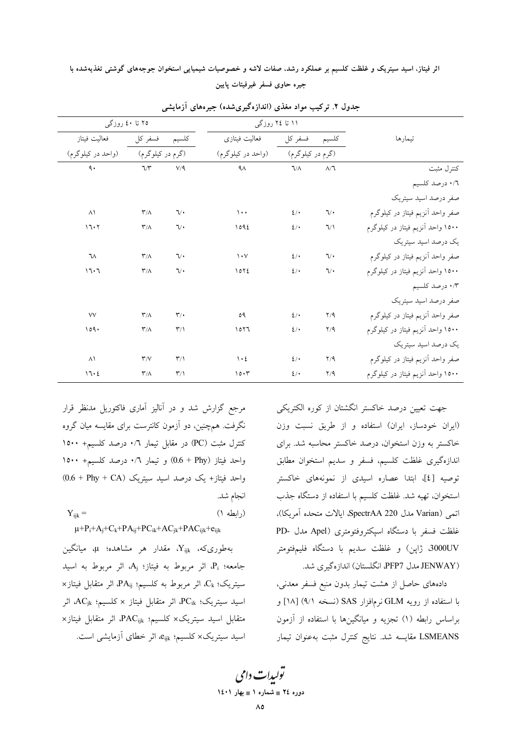**جدول ۲. ترکیب مواد مغذی (اندازه‌گیری‌شده) جیره‌های آزمایشی**

| تیمارها | ۱۱ تا ۲۴ روزگی | | | ۲۵ تا ۴۰ روزگی | | |
|---|---|---|---|---|---|---|
| | کلسیم (گرم در کیلوگرم) | فسفر کل (گرم در کیلوگرم) | فعالیت فیتازی (واحد در کیلوگرم) | کلسیم (گرم در کیلوگرم) | فسفر کل (گرم در کیلوگرم) | فعالیت فیتاز (واحد در کیلوگرم) |
| کنترل مثبت | ۸/۶ | ٦/۸ | ۹۸ | ۷/۹ | ٦/۳ | ۹۰ |
| ۰/٦ درصد کلسیم | | | | | | |
| صفر درصد اسید سیتریک | | | | | | |
| صفر واحد آنزیم فیتاز در کیلوگرم | ٦/۰ | ٤/۰ | ۱۰۰ | ٦/۰ | ۳/۸ | ۸۱ |
| ۱۵۰۰ واحد آنزیم فیتاز در کیلوگرم | ٦/۱ | ٤/۰ | ۱۵۹٤ | ٦/۰ | ۳/۸ | ۱٦۰۲ |
| یک درصد اسید سیتریک | | | | | | |
| صفر واحد آنزیم فیتاز در کیلوگرم | ٦/۰ | ٤/۰ | ۱۰۷ | ٦/۰ | ۳/۸ | ٦۸ |
| ۱۵۰۰ واحد آنزیم فیتاز در کیلوگرم | ٦/۰ | ٤/۰ | ۱۵۲٤ | ٦/۰ | ۳/۸ | ۱٦۰٦ |
| ۰/۳ درصد کلسیم | | | | | | |
| صفر درصد اسید سیتریک | | | | | | |
| صفر واحد آنزیم فیتاز در کیلوگرم | ۲/۹ | ٤/۰ | ۵۹ | ۳/۰ | ۳/۸ | ۷۷ |
| ۱۵۰۰ واحد آنزیم فیتاز در کیلوگرم | ۲/۹ | ٤/۰ | ۱۵۲٦ | ۳/۱ | ۳/۸ | ۱۵۹۰ |
| یک درصد اسید سیتریک | | | | | | |
| صفر واحد آنزیم فیتاز در کیلوگرم | ۲/۹ | ٤/۰ | ۱۰٤ | ۳/۱ | ۳/۷ | ۸۱ |
| ۱۵۰۰ واحد آنزیم فیتاز در کیلوگرم | ۲/۹ | ٤/۰ | ۱۵۰۳ | ۳/۱ | ۳/۸ | ۱٦۰٤ |

جهت تعیین درصد خاکستر انگشتان از کوره الکتریکی (ایران خودساز، ایران) استفاده و از طریق نسبت وزن خاکستر به وزن استخوان، درصد خاکستر محاسبه شد. برای اندازه‌گیری غلظت کلسیم، فسفر و سدیم استخوان مطابق توصیه [٤]، ابتدا عصاره اسیدی از نمونه‌های خاکستر استخوان، تهیه شد. غلظت کلسیم با استفاده از دستگاه جذب اتمی (Varian مدل SpectrAA 220، ایالات متحده آمریکا)، غلظت فسفر با دستگاه اسپکتروفتومتری (Apel مدل PD-3000UV، ژاپن) و غلظت سدیم با دستگاه فلیم‌فتومتر (JENWAY مدل PFP7، انگلستان) اندازه‌گیری شد.

داده‌های حاصل از هشت تیمار بدون منبع فسفر معدنی، با استفاده از رویه GLM نرم‌افزار SAS (نسخه ۹/۱) [۱۸] و براساس رابطه (۱) تجزیه و میانگین‌ها با استفاده از آزمون LSMEANS مقایسه شد. نتایج کنترل مثبت به‌عنوان تیمار مرجع گزارش شد و در آنالیز آماری فاکتوریل مدنظر قرار نگرفت. هم‌چنین، دو آزمون کانترست برای مقایسه میان گروه کنترل مثبت (PC) در مقابل تیمار ۰/٦ درصد کلسیم+ ۱۵۰۰ واحد فیتاز (0.6 + Phy) و تیمار ۰/٦ درصد کلسیم+ ۱۵۰۰ واحد فیتاز+ یک درصد اسید سیتریک (0.6 + Phy + CA) انجام شد.

$$Y_{ijk} = \mu+P_i+A_j+C_k+PA_{ij}+PC_{ik}+AC_{jk}+PAC_{ijk}+e_{ijk} \quad \text{(رابطه ۱)}$$

به‌طوری‌که، $Y_{ijk}$، مقدار هر مشاهده؛ $\mu$، میانگین جامعه؛ $P_i$، اثر مربوط به فیتاز؛ $A_j$، اثر مربوط به اسید سیتریک؛ $C_k$، اثر مربوط به کلسیم؛ $PA_{ij}$، اثر متقابل فیتاز× اسید سیتریک؛ $PC_{ik}$، اثر متقابل فیتاز × کلسیم؛ $AC_{jk}$، اثر متقابل اسید سیتریک× کلسیم؛ $PAC_{ijk}$، اثر متقابل فیتاز× اسید سیتریک× کلسیم؛ $e_{ijk}$، اثر خطای آزمایشی است.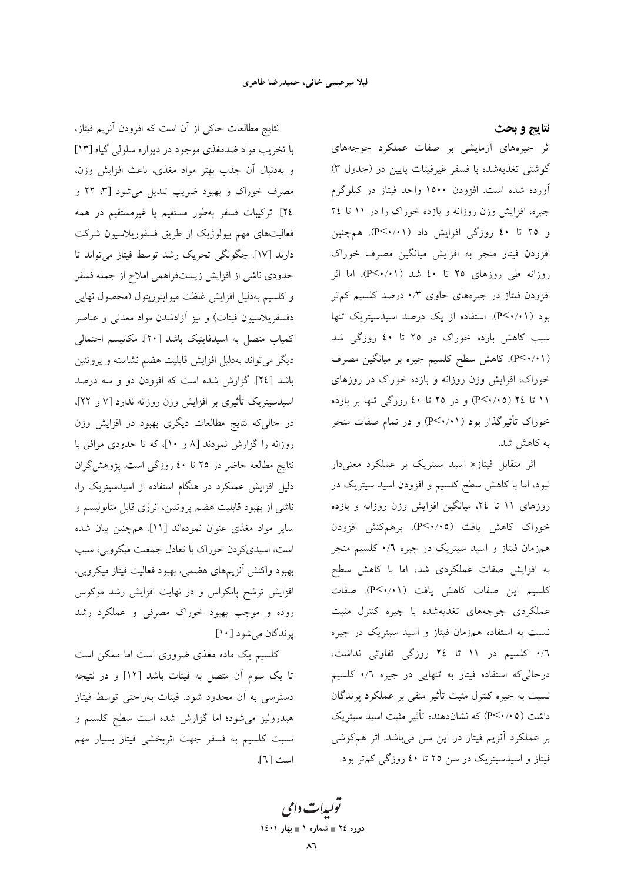## نتایج و بحث

اثر جیره‌های آزمایشی بر صفات عملکرد جوجه‌های گوشتی تغذیه‌شده با فسفر غیرفیتات پایین در (جدول ۳) آورده شده است. افزودن ۱۵۰۰ واحد فیتاز در کیلوگرم جیره، افزایش وزن روزانه و بازده خوراک را در ۱۱ تا ۲۴ و ۲۵ تا ۴۰ روزگی افزایش داد (P<۰/۰۱). همچنین افزودن فیتاز منجر به افزایش میانگین مصرف خوراک روزانه طی روزهای ۲۵ تا ۴۰ شد (P<۰/۰۱). اما اثر افزودن فیتاز در جیره‌های حاوی ۰/۳ درصد کلسیم کم‌تر بود (P<۰/۰۱). استفاده از یک درصد اسیدسیتریک تنها سبب کاهش بازده خوراک در ۲۵ تا ۴۰ روزگی شد (P<۰/۰۱). کاهش سطح کلسیم جیره بر میانگین مصرف خوراک، افزایش وزن روزانه و بازده خوراک در روزهای ۱۱ تا ۲۴ (P<۰/۰۵) و در ۲۵ تا ۴۰ روزگی تنها بر بازده خوراک تأثیرگذار بود (P<۰/۰۱) و در تمام صفات منجر به کاهش شد.

اثر متقابل فیتاز× اسید سیتریک بر عملکرد معنی‌دار نبود، اما با کاهش سطح کلسیم و افزودن اسید سیتریک در روزهای ۱۱ تا ۲۴، میانگین افزایش وزن روزانه و بازده خوراک کاهش یافت (P<۰/۰۵). برهم‌کنش افزودن هم‌زمان فیتاز و اسید سیتریک در جیره ۰/۶ کلسیم منجر به افزایش صفات عملکردی شد، اما با کاهش سطح کلسیم این صفات کاهش یافت (P<۰/۰۱). صفات عملکردی جوجه‌های تغذیه‌شده با جیره کنترل مثبت نسبت به استفاده هم‌زمان فیتاز و اسید سیتریک در جیره ۰/۶ کلسیم در ۱۱ تا ۲۴ روزگی تفاوتی نداشت، درحالی‌که استفاده فیتاز به تنهایی در جیره ۰/۶ کلسیم نسبت به جیره کنترل مثبت تأثیر منفی بر عملکرد پرندگان داشت (P<۰/۰۵) که نشان‌دهنده تأثیر مثبت اسید سیتریک بر عملکرد آنزیم فیتاز در این سن می‌باشد. اثر هم‌کوشی فیتاز و اسیدسیتریک در سن ۲۵ تا ۴۰ روزگی کم‌تر بود.

نتایج مطالعات حاکی از آن است که افزودن آنزیم فیتاز، با تخریب مواد ضدمغذی موجود در دیواره سلولی گیاه [۱۳] و به‌دنبال آن جذب بهتر مواد مغذی، باعث افزایش وزن، مصرف خوراک و بهبود ضریب تبدیل می‌شود [۳، ۲۲ و ۲۴]. ترکیبات فسفر به‌طور مستقیم یا غیرمستقیم در همه فعالیت‌های مهم بیولوژیک از طریق فسفوریلاسیون شرکت دارند [۱۷]. چگونگی تحریک رشد توسط فیتاز می‌تواند تا حدودی ناشی از افزایش زیست‌فراهمی املاح از جمله فسفر و کلسیم به‌دلیل افزایش غلظت میواینوزیتول (محصول نهایی دفسفریلاسیون فیتات) و نیز آزادشدن مواد معدنی و عناصر کمیاب متصل به اسیدفایتیک باشد [۲۰]. مکانیسم احتمالی دیگر می‌تواند به‌دلیل افزایش قابلیت هضم نشاسته و پروتئین باشد [۲۴]. گزارش شده است که افزودن دو و سه درصد اسیدسیتریک تأثیری بر افزایش وزن روزانه ندارد [۷ و ۲۲]، در حالی‌که نتایج مطالعات دیگری بهبود در افزایش وزن روزانه را گزارش نمودند [۸ و ۱۰]، که تا حدودی موافق با نتایج مطالعه حاضر در ۲۵ تا ۴۰ روزگی است. پژوهش‌گران دلیل افزایش عملکرد در هنگام استفاده از اسیدسیتریک را، ناشی از بهبود قابلیت هضم پروتئین، انرژی قابل متابولیسم و سایر مواد مغذی عنوان نموده‌اند [۱۱]. همچنین بیان شده است، اسیدی‌کردن خوراک با تعادل جمعیت میکروبی، سبب بهبود واکنش آنزیم‌های هضمی، بهبود فعالیت فیتاز میکروبی، افزایش ترشح پانکراس و در نهایت افزایش رشد موکوس روده و موجب بهبود خوراک مصرفی و عملکرد رشد پرندگان می‌شود [۱۰].

کلسیم یک ماده مغذی ضروری است اما ممکن است تا یک سوم آن متصل به فیتات باشد [۱۲] و در نتیجه دسترسی به آن محدود شود. فیتات به‌راحتی توسط فیتاز هیدرولیز می‌شود؛ اما گزارش شده است سطح کلسیم و نسبت کلسیم به فسفر جهت اثربخشی فیتاز بسیار مهم است [۶].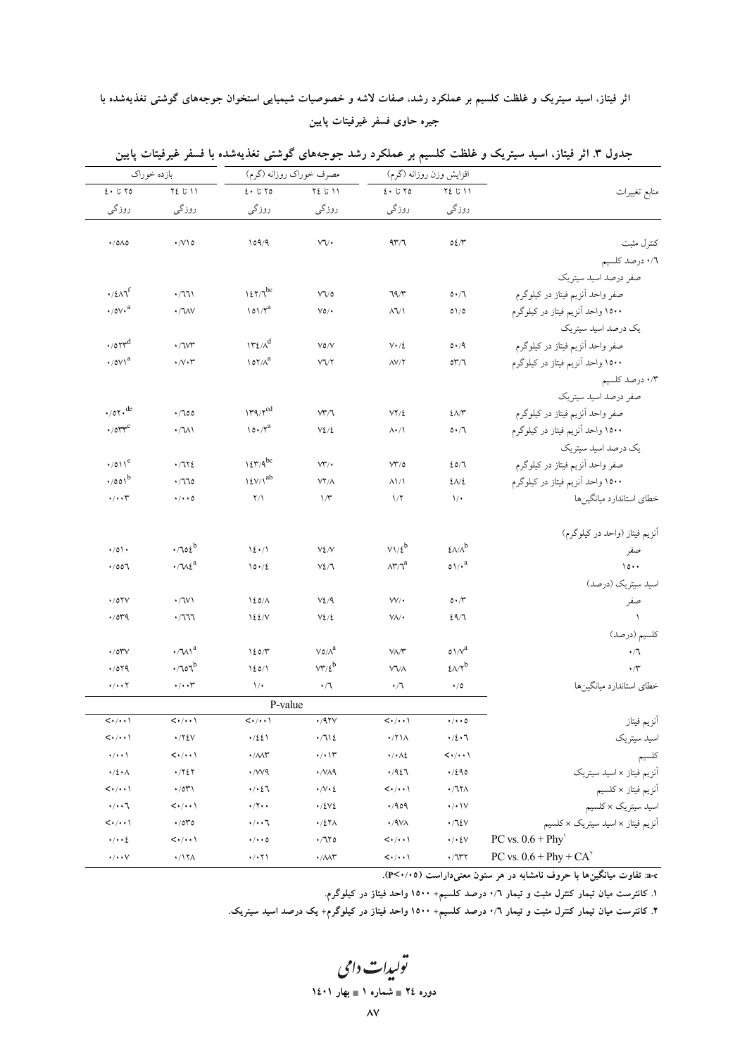جدول ۳. اثر فیتاز، اسید سیتریک و غلظت کلسیم بر عملکرد رشد جوجه‌های گوشتی تغذیه‌شده با فسفر غیرفیتات پایین

| منابع تغییرات | افزایش وزن روزانه (گرم) | | مصرف خوراک روزانه (گرم) | | بازده خوراک | |
|---|---|---|---|---|---|---|
| | ۱۱ تا ۲۴ روزگی | ۲۵ تا ۴۰ روزگی | ۱۱ تا ۲۴ روزگی | ۲۵ تا ۴۰ روزگی | ۱۱ تا ۲۴ روزگی | ۲۵ تا ۴۰ روزگی |
| کنترل مثبت | ۵۴/۳ | ۹۳/۶ | ۷۶/۰ | ۱۵۹/۹ | ۰/۷۱۵ | ۰/۵۸۵ |
| ۰/۶ درصد کلسیم | | | | | | |
| صفر درصد اسید سیتریک | | | | | | |
| صفر واحد آنزیم فیتاز در کیلوگرم | ۵۰/۶ | ۶۹/۳ | ۷۶/۵ | ۱۴۲/۶[bc] | ۰/۶۶۱ | ۰/۴۸۶[f] |
| ۱۵۰۰ واحد آنزیم فیتاز در کیلوگرم | ۵۱/۵ | ۸۶/۱ | ۷۵/۰ | ۱۵۱/۲[a] | ۰/۶۸۷ | ۰/۵۷۰[a] |
| یک درصد اسید سیتریک | | | | | | |
| صفر واحد آنزیم فیتاز در کیلوگرم | ۵۰/۹ | ۷۰/۴ | ۷۵/۷ | ۱۳۴/۸[d] | ۰/۶۷۳ | ۰/۵۲۳[d] |
| ۱۵۰۰ واحد آنزیم فیتاز در کیلوگرم | ۵۳/۶ | ۸۷/۲ | ۷۶/۲ | ۱۵۲/۸[a] | ۰/۷۰۳ | ۰/۵۷۱[a] |
| ۰/۳ درصد کلسیم | | | | | | |
| صفر درصد اسید سیتریک | | | | | | |
| صفر واحد آنزیم فیتاز در کیلوگرم | ۴۸/۳ | ۷۲/۴ | ۷۳/۶ | ۱۳۹/۲[cd] | ۰/۶۵۵ | ۰/۵۲۰[de] |
| ۱۵۰۰ واحد آنزیم فیتاز در کیلوگرم | ۵۰/۶ | ۸۰/۱ | ۷۴/۴ | ۱۵۰/۲[a] | ۰/۶۸۱ | ۰/۵۳۳[c] |
| یک درصد اسید سیتریک | | | | | | |
| صفر واحد آنزیم فیتاز در کیلوگرم | ۴۵/۶ | ۷۳/۵ | ۷۳/۰ | ۱۴۳/۹[bc] | ۰/۶۲۴ | ۰/۵۱۱[e] |
| ۱۵۰۰ واحد آنزیم فیتاز در کیلوگرم | ۴۸/۴ | ۸۱/۱ | ۷۲/۸ | ۱۴۷/۱[ab] | ۰/۶۶۵ | ۰/۵۵۱[b] |
| خطای استاندارد میانگین‌ها | ۱/۰ | ۱/۲ | ۱/۳ | ۲/۱ | ۰/۰۰۵ | ۰/۰۰۳ |
| آنزیم فیتاز (واحد در کیلوگرم) | | | | | | |
| صفر | ۴۸/۸[b] | ۷۱/۴[b] | ۷۴/۷ | ۱۴۰/۱ | ۰/۶۵۴[b] | ۰/۵۱۰ |
| ۱۵۰۰ | ۵۱/۰[a] | ۸۳/۶[a] | ۷۴/۶ | ۱۵۰/۴ | ۰/۶۸۴[a] | ۰/۵۵۶ |
| اسید سیتریک (درصد) | | | | | | |
| صفر | ۵۰/۳ | ۷۷/۰ | ۷۴/۹ | ۱۴۵/۸ | ۰/۶۷۱ | ۰/۵۲۷ |
| ۱ | ۴۹/۶ | ۷۸/۰ | ۷۴/۴ | ۱۴۴/۷ | ۰/۶۶۶ | ۰/۵۳۹ |
| کلسیم (درصد) | | | | | | |
| ۰/۶ | ۵۱/۷[a] | ۷۸/۳ | ۷۵/۸[a] | ۱۴۵/۳ | ۰/۶۸۱[a] | ۰/۵۳۷ |
| ۰/۳ | ۴۸/۲[b] | ۷۶/۸ | ۷۳/۴[b] | ۱۴۵/۱ | ۰/۶۵۶[b] | ۰/۵۲۹ |
| خطای استاندارد میانگین‌ها | ۰/۵ | ۰/۶ | ۰/۶ | ۱/۰ | ۰/۰۰۳ | ۰/۰۰۲ |
| P-value | | | | | | |
| آنزیم فیتاز | ۰/۰۰۵ | <۰/۰۰۱ | ۰/۹۲۷ | <۰/۰۰۱ | <۰/۰۰۱ | <۰/۰۰۱ |
| اسید سیتریک | ۰/۴۰۶ | ۰/۲۱۸ | ۰/۶۱۴ | ۰/۴۴۱ | ۰/۲۴۷ | <۰/۰۰۱ |
| کلسیم | <۰/۰۰۱ | ۰/۰۸۴ | ۰/۰۱۳ | ۰/۸۸۳ | <۰/۰۰۱ | ۰/۰۰۱ |
| آنزیم فیتاز × اسید سیتریک | ۰/۴۹۵ | ۰/۹۴۶ | ۰/۷۸۹ | ۰/۷۷۹ | ۰/۲۴۲ | ۰/۴۰۸ |
| آنزیم فیتاز × کلسیم | ۰/۶۲۸ | <۰/۰۰۱ | ۰/۷۰۴ | ۰/۰۴۶ | ۰/۵۳۱ | <۰/۰۰۱ |
| اسید سیتریک × کلسیم | ۰/۰۱۷ | ۰/۹۵۹ | ۰/۴۷۴ | ۰/۲۰۰ | <۰/۰۰۱ | ۰/۰۰۶ |
| آنزیم فیتاز × اسید سیتریک × کلسیم | ۰/۶۴۷ | ۰/۹۷۸ | ۰/۴۲۸ | ۰/۰۰۶ | ۰/۵۳۵ | <۰/۰۰۱ |
| PC vs. 0.6 + Phy[1] | ۰/۰۴۷ | <۰/۰۰۱ | ۰/۶۲۵ | ۰/۰۰۵ | <۰/۰۰۱ | ۰/۰۰۴ |
| PC vs. 0.6 + Phy + CA[2] | ۰/۶۳۲ | <۰/۰۰۱ | ۰/۸۸۳ | ۰/۰۲۱ | ۰/۱۲۸ | ۰/۰۰۷ |

a-c: تفاوت میانگین‌ها با حروف نامشابه در هر ستون معنی‌داراست (P<۰/۰۵).

۱. کانترست میان تیمار کنترل مثبت و تیمار ۰/۶ درصد کلسیم+ ۱۵۰۰ واحد فیتاز در کیلوگرم.

۲. کانترست میان تیمار کنترل مثبت و تیمار ۰/۶ درصد کلسیم+ ۱۵۰۰ واحد فیتاز در کیلوگرم+ یک درصد اسید سیتریک.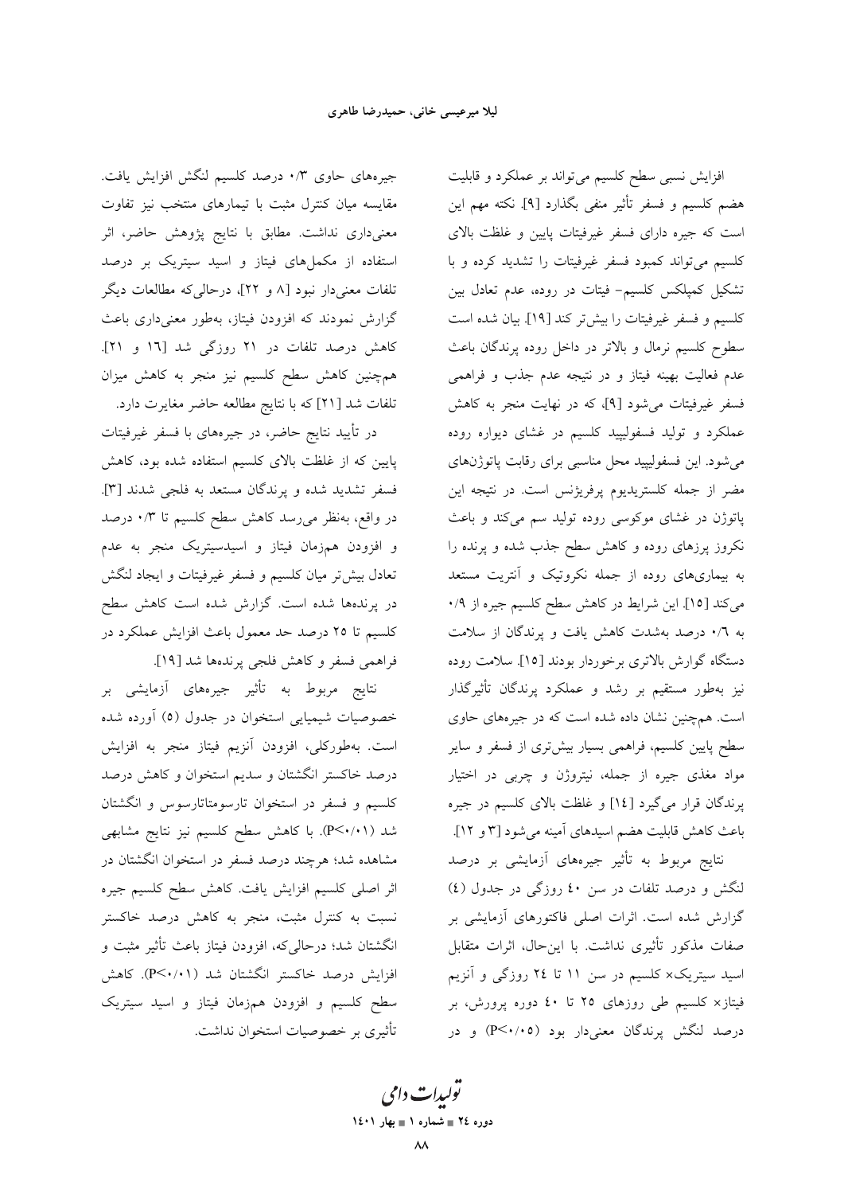افزایش نسبی سطح کلسیم می‌تواند بر عملکرد و قابلیت هضم کلسیم و فسفر تأثیر منفی بگذارد [۹]. نکته مهم این است که جیره دارای فسفر غیرفیتات پایین و غلظت بالای کلسیم می‌تواند کمبود فسفر غیرفیتات را تشدید کرده و با تشکیل کمپلکس کلسیم- فیتات در روده، عدم تعادل بین کلسیم و فسفر غیرفیتات را بیش‌تر کند [۱۹]. بیان شده است سطوح کلسیم نرمال و بالاتر در داخل روده پرندگان باعث عدم فعالیت بهینه فیتاز و در نتیجه عدم جذب و فراهمی فسفر غیرفیتات می‌شود [۹]، که در نهایت منجر به کاهش عملکرد و تولید فسفولیپید کلسیم در غشای دیواره روده می‌شود. این فسفولیپید محل مناسبی برای رقابت پاتوژن‌های مضر از جمله کلستریدیوم پرفریژنس است. در نتیجه این پاتوژن در غشای موکوسی روده تولید سم می‌کند و باعث نکروز پرزهای روده و کاهش سطح جذب شده و پرنده را به بیماری‌های روده از جمله نکروتیک و آنتریت مستعد می‌کند [۱۵]. این شرایط در کاهش سطح کلسیم جیره از ۰/۹ به ۰/۶ درصد به‌شدت کاهش یافت و پرندگان از سلامت دستگاه گوارش بالاتری برخوردار بودند [۱۵]. سلامت روده نیز به‌طور مستقیم بر رشد و عملکرد پرندگان تأثیرگذار است. هم‌چنین نشان داده شده است که در جیره‌های حاوی سطح پایین کلسیم، فراهمی بسیار بیش‌تری از فسفر و سایر مواد مغذی جیره از جمله، نیتروژن و چربی در اختیار پرندگان قرار می‌گیرد [۱۴] و غلظت بالای کلسیم در جیره باعث کاهش قابلیت هضم اسیدهای آمینه می‌شود [۳ و ۱۲].

نتایج مربوط به تأثیر جیره‌های آزمایشی بر درصد لنگش و درصد تلفات در سن ٤٠ روزگی در جدول (٤) گزارش شده است. اثرات اصلی فاکتورهای آزمایشی بر صفات مذکور تأثیری نداشت. با این‌حال، اثرات متقابل اسید سیتریک× کلسیم در سن ۱۱ تا ٢٤ روزگی و آنزیم فیتاز× کلسیم طی روزهای ٢٥ تا ٤٠ دوره پرورش، بر درصد لنگش پرندگان معنی‌دار بود ($P<0/05$) و در جیره‌های حاوی ۰/۳ درصد کلسیم لنگش افزایش یافت. مقایسه میان کنترل مثبت با تیمارهای منتخب نیز تفاوت معنی‌داری نداشت. مطابق با نتایج پژوهش حاضر، اثر استفاده از مکمل‌های فیتاز و اسید سیتریک بر درصد تلفات معنی‌دار نبود [۸ و ۲۲]، درحالی‌که مطالعات دیگر گزارش نمودند که افزودن فیتاز، به‌طور معنی‌داری باعث کاهش درصد تلفات در ۲۱ روزگی شد [۱٦ و ۲۱]. هم‌چنین کاهش سطح کلسیم نیز منجر به کاهش میزان تلفات شد [۲۱] که با نتایج مطالعه حاضر مغایرت دارد.

در تأیید نتایج حاضر، در جیره‌های با فسفر غیرفیتات پایین که از غلظت بالای کلسیم استفاده شده بود، کاهش فسفر تشدید شده و پرندگان مستعد به فلجی شدند [۳]. در واقع، به‌نظر می‌رسد کاهش سطح کلسیم تا ۰/۳ درصد و افزودن هم‌زمان فیتاز و اسیدسیتریک منجر به عدم تعادل بیش‌تر میان کلسیم و فسفر غیرفیتات و ایجاد لنگش در پرنده‌ها شده است. گزارش شده است کاهش سطح کلسیم تا ٢٥ درصد حد معمول باعث افزایش عملکرد در فراهمی فسفر و کاهش فلجی پرنده‌ها شد [۱۹].

نتایج مربوط به تأثیر جیره‌های آزمایشی بر خصوصیات شیمیایی استخوان در جدول (٥) آورده شده است. به‌طورکلی، افزودن آنزیم فیتاز منجر به افزایش درصد خاکستر انگشتان و سدیم استخوان و کاهش درصد کلسیم و فسفر در استخوان تارسومتاتارسوس و انگشتان شد ($P<0/01$). با کاهش سطح کلسیم نیز نتایج مشابهی مشاهده شد؛ هرچند درصد فسفر در استخوان انگشتان در اثر اصلی کلسیم افزایش یافت. کاهش سطح کلسیم جیره نسبت به کنترل مثبت، منجر به کاهش درصد خاکستر انگشتان شد؛ درحالی‌که، افزودن فیتاز باعث تأثیر مثبت و افزایش درصد خاکستر انگشتان شد ($P<0/01$). کاهش سطح کلسیم و افزودن هم‌زمان فیتاز و اسید سیتریک تأثیری بر خصوصیات استخوان نداشت.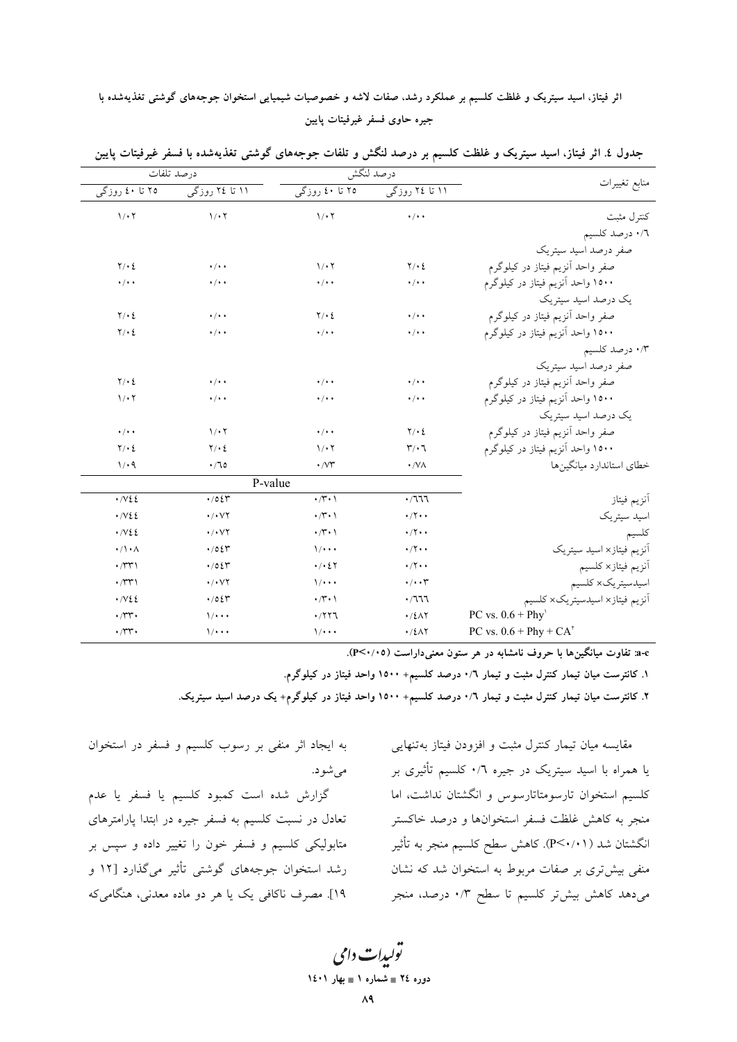جدول ٤. اثر فیتاز، اسید سیتریک و غلظت کلسیم بر درصد لنگش و تلفات جوجه‌های گوشتی تغذیه‌شده با فسفر غیرفیتات پایین

| منابع تغییرات | درصد لنگش | | درصد تلفات | |
|---|---|---|---|---|
| | ۱۱ تا ۲٤ روزگی | ۲۵ تا ٤٠ روزگی | ۱۱ تا ۲٤ روزگی | ۲۵ تا ٤٠ روزگی |
| کنترل مثبت | ٠/٠٠ | ١/٠٢ | ١/٠٢ | ١/٠٢ |
| ٠/٦ درصد کلسیم | | | | |
| صفر درصد اسید سیتریک | | | | |
| صفر واحد آنزیم فیتاز در کیلوگرم | ٢/٠٤ | ١/٠٢ | ٠/٠٠ | ٢/٠٤ |
| ١۵٠٠ واحد آنزیم فیتاز در کیلوگرم | ٠/٠٠ | ٠/٠٠ | ٠/٠٠ | ٠/٠٠ |
| یک درصد اسید سیتریک | | | | |
| صفر واحد آنزیم فیتاز در کیلوگرم | ٠/٠٠ | ٢/٠٤ | ٠/٠٠ | ٢/٠٤ |
| ١۵٠٠ واحد آنزیم فیتاز در کیلوگرم | ٠/٠٠ | ٠/٠٠ | ٠/٠٠ | ٢/٠٤ |
| ٠/٣ درصد کلسیم | | | | |
| صفر درصد اسید سیتریک | | | | |
| صفر واحد آنزیم فیتاز در کیلوگرم | ٠/٠٠ | ٠/٠٠ | ٠/٠٠ | ٢/٠٤ |
| ١۵٠٠ واحد آنزیم فیتاز در کیلوگرم | ٠/٠٠ | ٠/٠٠ | ٠/٠٠ | ١/٠٢ |
| یک درصد اسید سیتریک | | | | |
| صفر واحد آنزیم فیتاز در کیلوگرم | ٢/٠٤ | ٠/٠٠ | ١/٠٢ | ٠/٠٠ |
| ١۵٠٠ واحد آنزیم فیتاز در کیلوگرم | ٣/٠٦ | ١/٠٢ | ٢/٠٤ | ٢/٠٤ |
| خطای استاندارد میانگین‌ها | ٠/٧٨ | ٠/٧٣ | ٠/٦۵ | ١/٠٩ |
| P-value | | | | |
| آنزیم فیتاز | ٠/٦٦٦ | ٠/٣٠١ | ٠/۵٤٣ | ٠/٧٤٤ |
| اسید سیتریک | ٠/٢٠٠ | ٠/٣٠١ | ٠/٠٧٢ | ٠/٧٤٤ |
| کلسیم | ٠/٢٠٠ | ٠/٣٠١ | ٠/٠٧٢ | ٠/٧٤٤ |
| آنزیم فیتاز× اسید سیتریک | ٠/٢٠٠ | ١/٠٠٠ | ٠/۵٤٣ | ٠/١٠٨ |
| آنزیم فیتاز× کلسیم | ٠/٢٠٠ | ٠/٠٤٢ | ٠/۵٤٣ | ٠/٣٣١ |
| اسیدسیتریک× کلسیم | ٠/٠٠٣ | ١/٠٠٠ | ٠/٠٧٢ | ٠/٣٣١ |
| آنزیم فیتاز× اسیدسیتریک× کلسیم | ٠/٦٦٦ | ٠/٣٠١ | ٠/۵٤٣ | ٠/٧٤٤ |
| PC vs. 0.6 + Phy [1] | ٠/٤٨٢ | ٠/٢٢٦ | ١/٠٠٠ | ٠/٣٣٠ |
| PC vs. 0.6 + Phy + CA [2] | ٠/٤٨٢ | ١/٠٠٠ | ١/٠٠٠ | ٠/٣٣٠ |

**a-c: تفاوت میانگین‌ها با حروف نامشابه در هر ستون معنی‌داراست (P<٠/٠۵).**

**١. کانترست میان تیمار کنترل مثبت و تیمار ٠/٦ درصد کلسیم+ ١۵٠٠ واحد فیتاز در کیلوگرم.**

**٢. کانترست میان تیمار کنترل مثبت و تیمار ٠/٦ درصد کلسیم+ ١۵٠٠ واحد فیتاز در کیلوگرم+ یک درصد اسید سیتریک.**

مقایسه میان تیمار کنترل مثبت و افزودن فیتاز به‌تنهایی یا همراه با اسید سیتریک در جیره ٠/٦ کلسیم تأثیری بر کلسیم استخوان تارسومتاتارسوس و انگشتان نداشت، اما منجر به کاهش غلظت فسفر استخوان‌ها و درصد خاکستر انگشتان شد (P<٠/٠١). کاهش سطح کلسیم منجر به تأثیر منفی بیش‌تری بر صفات مربوط به استخوان شد که نشان می‌دهد کاهش بیش‌تر کلسیم تا سطح ٠/٣ درصد، منجر به ایجاد اثر منفی بر رسوب کلسیم و فسفر در استخوان می‌شود.

گزارش شده است کمبود کلسیم یا فسفر یا عدم تعادل در نسبت کلسیم به فسفر جیره در ابتدا پارامترهای متابولیکی کلسیم و فسفر خون را تغییر داده و سپس بر رشد استخوان جوجه‌های گوشتی تأثیر می‌گذارد [١٢ و ١٩]. مصرف ناکافی یک یا هر دو ماده معدنی، هنگامی‌که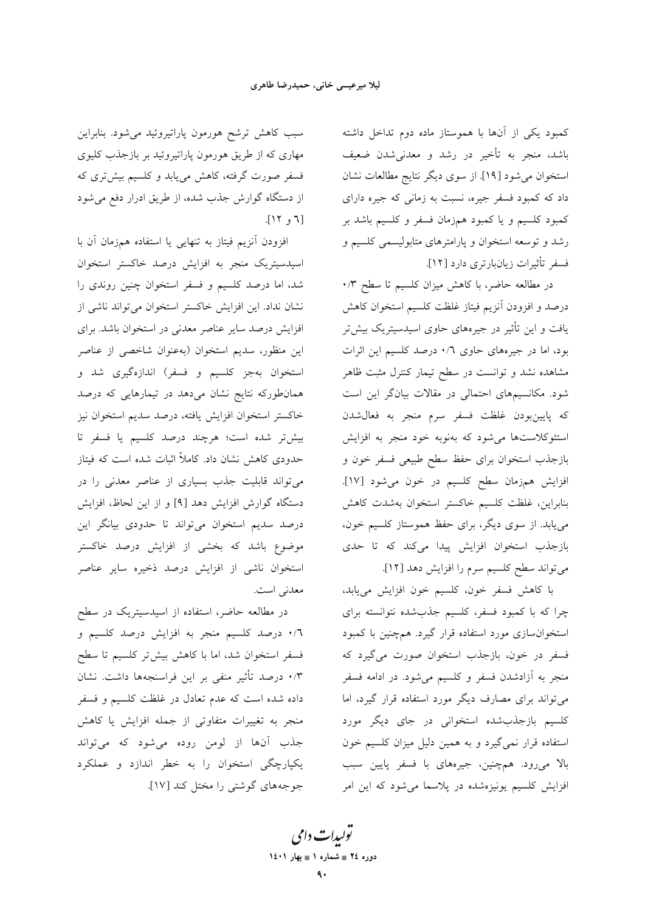کمبود یکی از آن‌ها با هموستاز ماده دوم تداخل داشته باشد، منجر به تأخیر در رشد و معدنی‌شدن ضعیف استخوان می‌شود [۱۹]. از سوی دیگر نتایج مطالعات نشان داد که کمبود فسفر جیره، نسبت به زمانی که جیره دارای کمبود کلسیم و یا کمبود هم‌زمان فسفر و کلسیم باشد بر رشد و توسعه استخوان و پارامترهای متابولیسمی کلسیم و فسفر تأثیرات زیان‌بارتری دارد [۱۲].

در مطالعه حاضر، با کاهش میزان کلسیم تا سطح ۰/۳ درصد و افزودن آنزیم فیتاز غلظت کلسیم استخوان کاهش یافت و این تأثیر در جیره‌های حاوی اسیدسیتریک بیش‌تر بود، اما در جیره‌های حاوی ۰/۶ درصد کلسیم این اثرات مشاهده نشد و توانست در سطح تیمار کنترل مثبت ظاهر شود. مکانیسم‌های احتمالی در مقالات بیانگر این است که پایین‌بودن غلظت فسفر سرم منجر به فعال‌شدن استئوکلاست‌ها می‌شود که به‌نوبه خود منجر به افزایش بازجذب استخوان برای حفظ سطح طبیعی فسفر خون و افزایش هم‌زمان سطح کلسیم در خون می‌شود [۱۷]. بنابراین، غلظت کلسیم خاکستر استخوان به‌شدت کاهش می‌یابد. از سوی دیگر، برای حفظ هموستاز کلسیم خون، بازجذب استخوان افزایش پیدا می‌کند که تا حدی می‌تواند سطح کلسیم سرم را افزایش دهد [۱۲].

با کاهش فسفر خون، کلسیم خون افزایش می‌یابد، چرا که با کمبود فسفر، کلسیم جذب‌شده نتوانسته برای استخوان‌سازی مورد استفاده قرار گیرد. هم‌چنین با کمبود فسفر در خون، بازجذب استخوان صورت می‌گیرد که منجر به آزادشدن فسفر و کلسیم می‌شود. در ادامه فسفر می‌تواند برای مصارف دیگر مورد استفاده قرار گیرد، اما کلسیم بازجذب‌شده استخوانی در جای دیگر مورد استفاده قرار نمی‌گیرد و به همین دلیل میزان کلسیم خون بالا می‌رود. هم‌چنین، جیره‌های با فسفر پایین سبب افزایش کلسیم یونیزه‌شده در پلاسما می‌شود که این امر سبب کاهش ترشح هورمون پاراتیروئید می‌شود. بنابراین مهاری که از طریق هورمون پاراتیروئید بر بازجذب کلیوی فسفر صورت گرفته، کاهش می‌یابد و کلسیم بیش‌تری که از دستگاه گوارش جذب شده، از طریق ادرار دفع می‌شود [۶ و ۱۲].

افزودن آنزیم فیتاز به تنهایی یا استفاده هم‌زمان آن با اسیدسیتریک منجر به افزایش درصد خاکستر استخوان شد، اما درصد کلسیم و فسفر استخوان چنین روندی را نشان نداد. این افزایش خاکستر استخوان می‌تواند ناشی از افزایش درصد سایر عناصر معدنی در استخوان باشد. برای این منظور، سدیم استخوان (به‌عنوان شاخصی از عناصر استخوان به‌جز کلسیم و فسفر) اندازه‌گیری شد و همان‌طورکه نتایج نشان می‌دهد در تیمارهایی که درصد خاکستر استخوان افزایش یافته، درصد سدیم استخوان نیز بیش‌تر شده است؛ هرچند درصد کلسیم یا فسفر تا حدودی کاهش نشان داد. کاملاً اثبات شده است که فیتاز می‌تواند قابلیت جذب بسیاری از عناصر معدنی را در دستگاه گوارش افزایش دهد [۹] و از این لحاظ، افزایش درصد سدیم استخوان می‌تواند تا حدودی بیانگر این موضوع باشد که بخشی از افزایش درصد خاکستر استخوان ناشی از افزایش درصد ذخیره سایر عناصر معدنی است.

در مطالعه حاضر، استفاده از اسیدسیتریک در سطح ۰/۶ درصد کلسیم منجر به افزایش درصد کلسیم و فسفر استخوان شد، اما با کاهش بیش‌تر کلسیم تا سطح ۰/۳ درصد تأثیر منفی بر این فراسنجه‌ها داشت. نشان داده شده است که عدم تعادل در غلظت کلسیم و فسفر منجر به تغییرات متفاوتی از جمله افزایش یا کاهش جذب آن‌ها از لومن روده می‌شود که می‌تواند یکپارچگی استخوان را به خطر اندازد و عملکرد جوجه‌های گوشتی را مختل کند [۱۷].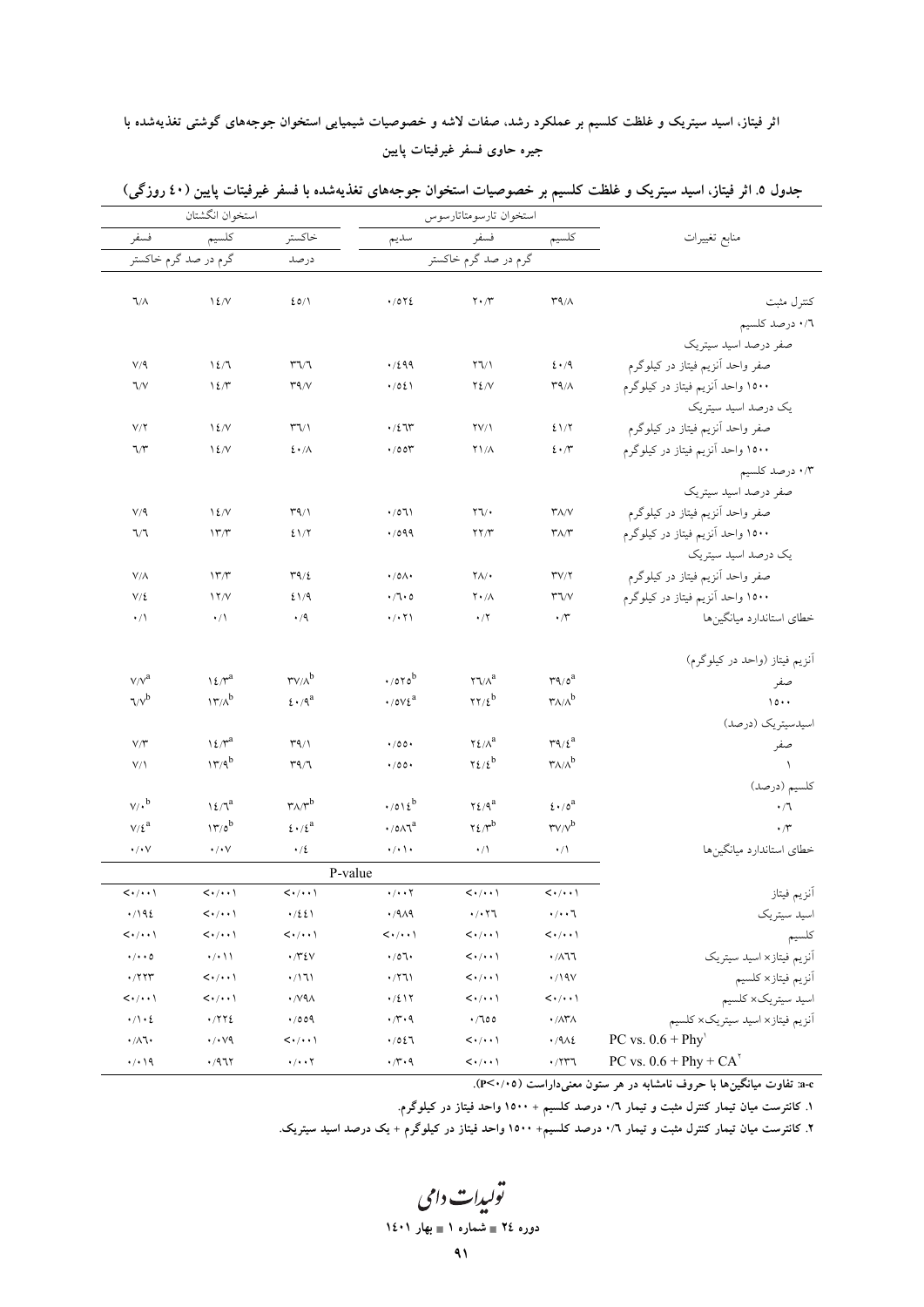جدول ۵. اثر فیتاز، اسید سیتریک و غلظت کلسیم بر خصوصیات استخوان جوجه‌های تغذیه‌شده با فسفر غیرفیتات پایین (۴۰ روزگی)

| منابع تغییرات | استخوان تارسومتاتارسوس | | | استخوان انگشتان | | |
|---|---|---|---|---|---|---|
| | کلسیم | فسفر | سدیم | خاکستر | کلسیم | فسفر |
| | گرم در صد گرم خاکستر | | | درصد | گرم در صد گرم خاکستر | |
| کنترل مثبت | ۳۹/۸ | ۲۰/۳ | ۰/۵۲۴ | ۴۵/۱ | ۱۴/۷ | ۶/۸ |
| ۰/۶ درصد کلسیم | | | | | | |
| صفر درصد اسید سیتریک | | | | | | |
| صفر واحد آنزیم فیتاز در کیلوگرم | ۴۰/۹ | ۲۶/۱ | ۰/۴۹۹ | ۳۶/۶ | ۱۴/۶ | ۷/۹ |
| ۱۵۰۰ واحد آنزیم فیتاز در کیلوگرم | ۳۹/۸ | ۲۴/۷ | ۰/۵۴۱ | ۳۹/۷ | ۱۴/۳ | ۶/۷ |
| یک درصد اسید سیتریک | | | | | | |
| صفر واحد آنزیم فیتاز در کیلوگرم | ۴۱/۲ | ۲۷/۱ | ۰/۴۶۳ | ۳۶/۱ | ۱۴/۷ | ۷/۲ |
| ۱۵۰۰ واحد آنزیم فیتاز در کیلوگرم | ۴۰/۳ | ۲۱/۸ | ۰/۵۵۳ | ۴۰/۸ | ۱۴/۷ | ۶/۳ |
| ۰/۳ درصد کلسیم | | | | | | |
| صفر درصد اسید سیتریک | | | | | | |
| صفر واحد آنزیم فیتاز در کیلوگرم | ۳۸/۷ | ۲۶/۰ | ۰/۵۶۱ | ۳۹/۱ | ۱۴/۷ | ۷/۹ |
| ۱۵۰۰ واحد آنزیم فیتاز در کیلوگرم | ۳۸/۳ | ۲۲/۳ | ۰/۵۹۹ | ۴۱/۲ | ۱۳/۳ | ۶/۶ |
| یک درصد اسید سیتریک | | | | | | |
| صفر واحد آنزیم فیتاز در کیلوگرم | ۳۷/۲ | ۲۸/۰ | ۰/۵۸۰ | ۳۹/۴ | ۱۳/۳ | ۷/۸ |
| ۱۵۰۰ واحد آنزیم فیتاز در کیلوگرم | ۳۶/۷ | ۲۰/۸ | ۰/۶۰۵ | ۴۱/۹ | ۱۲/۷ | ۷/۴ |
| خطای استاندارد میانگین‌ها | ۰/۳ | ۰/۲ | ۰/۰۲۱ | ۰/۹ | ۰/۱ | ۰/۱ |
| آنزیم فیتاز (واحد در کیلوگرم) | | | | | | |
| صفر | ۳۹/۵[a] | ۲۶/۸[a] | ۰/۵۲۵[b] | ۳۷/۸[b] | ۱۴/۳[a] | ۷/۷[a] |
| ۱۵۰۰ | ۳۸/۸[b] | ۲۲/۴[b] | ۰/۵۷۴[a] | ۴۰/۹[a] | ۱۳/۸[b] | ۶/۷[b] |
| اسیدسیتریک (درصد) | | | | | | |
| صفر | ۳۹/۴[a] | ۲۴/۸[a] | ۰/۵۵۰ | ۳۹/۱ | ۱۴/۳[a] | ۷/۳ |
| ۱ | ۳۸/۸[b] | ۲۴/۴[b] | ۰/۵۵۰ | ۳۹/۶ | ۱۳/۹[b] | ۷/۱ |
| کلسیم (درصد) | | | | | | |
| ۰/۶ | ۴۰/۵[a] | ۲۴/۹[a] | ۰/۵۱۴[b] | ۳۸/۳[b] | ۱۴/۶[a] | ۷/۰[b] |
| ۰/۳ | ۳۷/۷[b] | ۲۴/۳[b] | ۰/۵۸۶[a] | ۴۰/۴[a] | ۱۳/۵[b] | ۷/۴[a] |
| خطای استاندارد میانگین‌ها | ۰/۱ | ۰/۱ | ۰/۰۱۰ | ۰/۴ | ۰/۰۷ | ۰/۰۷ |
| P-value | | | | | | |
| آنزیم فیتاز | <۰/۰۰۱ | <۰/۰۰۱ | ۰/۰۰۲ | <۰/۰۰۱ | <۰/۰۰۱ | <۰/۰۰۱ |
| اسید سیتریک | ۰/۰۰۶ | ۰/۰۲۶ | ۰/۹۸۹ | ۰/۴۴۱ | <۰/۰۰۱ | ۰/۱۹۴ |
| کلسیم | <۰/۰۰۱ | <۰/۰۰۱ | <۰/۰۰۱ | <۰/۰۰۱ | <۰/۰۰۱ | <۰/۰۰۱ |
| آنزیم فیتاز× اسید سیتریک | ۰/۸۶۶ | <۰/۰۰۱ | ۰/۵۶۰ | ۰/۳۴۷ | ۰/۰۱۱ | ۰/۰۰۵ |
| آنزیم فیتاز× کلسیم | ۰/۱۹۷ | <۰/۰۰۱ | ۰/۲۶۱ | ۰/۱۶۱ | <۰/۰۰۱ | ۰/۲۲۳ |
| اسید سیتریک× کلسیم | <۰/۰۰۱ | <۰/۰۰۱ | ۰/۴۱۲ | ۰/۷۹۸ | <۰/۰۰۱ | <۰/۰۰۱ |
| آنزیم فیتاز× اسید سیتریک× کلسیم | ۰/۸۳۸ | ۰/۶۵۵ | ۰/۳۰۹ | ۰/۵۵۹ | ۰/۲۲۴ | ۰/۱۰۴ |
| PC vs. 0.6 + Phy[1] | ۰/۹۸۴ | <۰/۰۰۱ | ۰/۵۴۶ | <۰/۰۰۱ | ۰/۰۷۹ | ۰/۸۶۰ |
| PC vs. 0.6 + Phy + CA[2] | ۰/۲۳۶ | <۰/۰۰۱ | ۰/۳۰۹ | ۰/۰۰۲ | ۰/۹۶۲ | ۰/۰۱۹ |

a-c: تفاوت میانگین‌ها با حروف نامشابه در هر ستون معنی‌داراست (P<۰/۰۵).

۱. کانترست میان تیمار کنترل مثبت و تیمار ۰/۶ درصد کلسیم + ۱۵۰۰ واحد فیتاز در کیلوگرم.

۲. کانترست میان تیمار کنترل مثبت و تیمار ۰/۶ درصد کلسیم+ ۱۵۰۰ واحد فیتاز در کیلوگرم + یک درصد اسید سیتریک.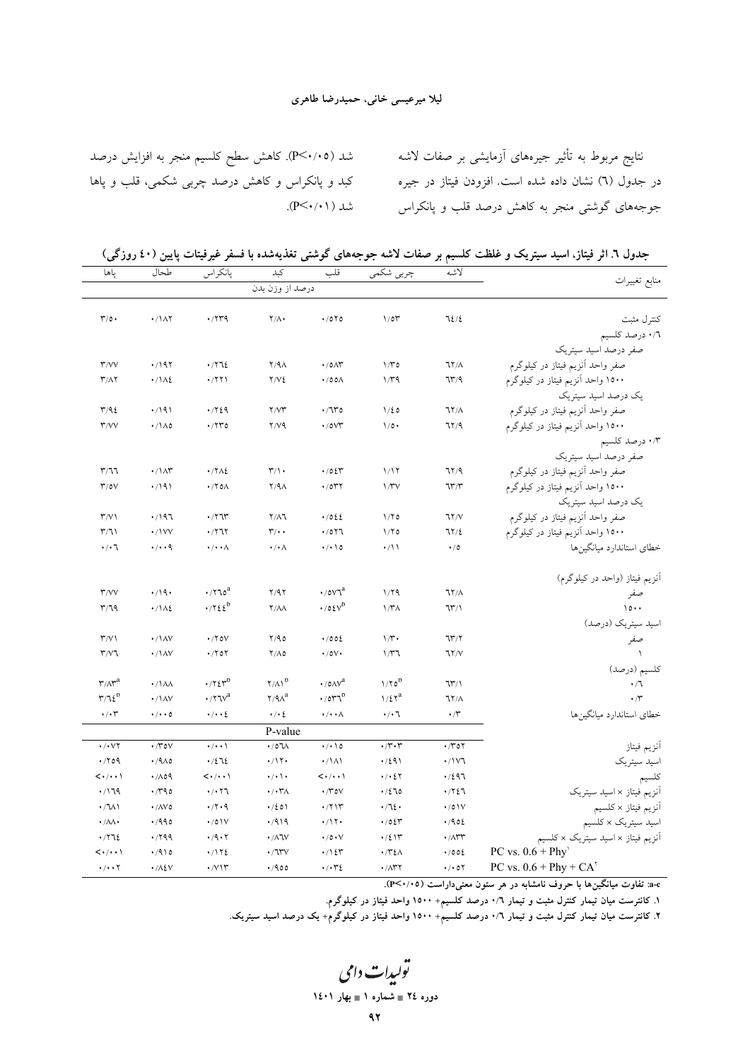نتایج مربوط به تأثیر جیره‌های آزمایشی بر صفات لاشه در جدول (٦) نشان داده شده است. افزودن فیتاز در جیره جوجه‌های گوشتی منجر به کاهش درصد قلب و پانکراس شد (P<٠/٠٥). کاهش سطح کلسیم منجر به افزایش درصد کبد و پانکراس و کاهش درصد چربی شکمی، قلب و پاها شد (P<٠/٠١).

**جدول ٦. اثر فیتاز، اسید سیتریک و غلظت کلسیم بر صفات لاشه جوجه‌های گوشتی تغذیه‌شده با فسفر غیرفیتات پایین (٤٠ روزگی)**

| منابع تغییرات | لاشه | چربی شکمی | قلب | کبد | پانکراس | طحال | پاها |
|---|---|---|---|---|---|---|---|
| | درصد از وزن بدن | | | | | | |
| کنترل مثبت | ٦٤/٤ | ١/٥٣ | ٠/٥٢٥ | ٢/٨٠ | ٠/٢٣٩ | ٠/١٨٢ | ٣/٥٠ |
| ٠/٦ درصد کلسیم | | | | | | | |
| صفر درصد اسید سیتریک | | | | | | | |
| صفر واحد آنزیم فیتاز در کیلوگرم | ٦٢/٨ | ١/٣٥ | ٠/٥٨٣ | ٢/٩٨ | ٠/٢٦٤ | ٠/١٩٢ | ٣/٧٧ |
| ١٥٠٠ واحد آنزیم فیتاز در کیلوگرم | ٦٣/٩ | ١/٣٩ | ٠/٥٥٨ | ٢/٧٤ | ٠/٢٢١ | ٠/١٨٤ | ٣/٨٢ |
| یک درصد اسید سیتریک | | | | | | | |
| صفر واحد آنزیم فیتاز در کیلوگرم | ٦٢/٨ | ١/٤٥ | ٠/٦٣٥ | ٢/٧٣ | ٠/٢٤٩ | ٠/١٩١ | ٣/٩٤ |
| ١٥٠٠ واحد آنزیم فیتاز در کیلوگرم | ٦٢/٩ | ١/٥٠ | ٠/٥٧٣ | ٢/٧٩ | ٠/٢٣٥ | ٠/١٨٥ | ٣/٧٧ |
| ٠/٣ درصد کلسیم | | | | | | | |
| صفر درصد اسید سیتریک | | | | | | | |
| صفر واحد آنزیم فیتاز در کیلوگرم | ٦٢/٩ | ١/١٢ | ٠/٥٤٣ | ٣/١٠ | ٠/٢٨٤ | ٠/١٨٣ | ٣/٦٦ |
| ١٥٠٠ واحد آنزیم فیتاز در کیلوگرم | ٦٣/٣ | ١/٣٧ | ٠/٥٣٢ | ٢/٩٨ | ٠/٢٥٨ | ٠/١٩١ | ٣/٥٧ |
| یک درصد اسید سیتریک | | | | | | | |
| صفر واحد آنزیم فیتاز در کیلوگرم | ٦٢/٧ | ١/٢٥ | ٠/٥٤٤ | ٢/٨٦ | ٠/٢٦٣ | ٠/١٩٦ | ٣/٧١ |
| ١٥٠٠ واحد آنزیم فیتاز در کیلوگرم | ٦٢/٤ | ١/٢٥ | ٠/٥٢٦ | ٣/٠٠ | ٠/٢٦٢ | ٠/١٧٧ | ٣/٦١ |
| خطای استاندارد میانگین‌ها | ٠/٥ | ٠/١١ | ٠/٠١٥ | ٠/٠٨ | ٠/٠٠٨ | ٠/٠٠٩ | ٠/٠٦ |
| آنزیم فیتاز (واحد در کیلوگرم) | | | | | | | |
| صفر | ٦٢/٨ | ١/٢٩ | ٠/٥٧٦[a] | ٢/٩٢ | ٠/٢٦٥[a] | ٠/١٩٠ | ٣/٧٧ |
| ١٥٠٠ | ٦٣/١ | ١/٣٨ | ٠/٥٤٧[b] | ٢/٨٨ | ٠/٢٤٤[b] | ٠/١٨٤ | ٣/٦٩ |
| اسید سیتریک (درصد) | | | | | | | |
| صفر | ٦٣/٢ | ١/٣٠ | ٠/٥٥٤ | ٢/٩٥ | ٠/٢٥٧ | ٠/١٨٧ | ٣/٧١ |
| ١ | ٦٢/٧ | ١/٣٦ | ٠/٥٧٠ | ٢/٨٥ | ٠/٢٥٢ | ٠/١٨٧ | ٣/٧٦ |
| کلسیم (درصد) | | | | | | | |
| ٠/٦ | ٦٣/١ | ١/٢٥[b] | ٠/٥٨٧[a] | ٢/٨١[b] | ٠/٢٤٣[b] | ٠/١٨٨ | ٣/٨٣[a] |
| ٠/٣ | ٦٢/٨ | ١/٤٢[a] | ٠/٥٣٦[b] | ٢/٩٨[a] | ٠/٢٦٧[a] | ٠/١٨٧ | ٣/٦٤[b] |
| خطای استاندارد میانگین‌ها | ٠/٣ | ٠/٠٦ | ٠/٠٠٨ | ٠/٠٤ | ٠/٠٠٤ | ٠/٠٠٥ | ٠/٠٣ |
| | P-value | | | | | | |
| آنزیم فیتاز | ٠/٣٥٢ | ٠/٣٠٣ | ٠/٠١٥ | ٠/٥٦٨ | ٠/٠٠١ | ٠/٣٥٧ | ٠/٠٧٢ |
| اسید سیتریک | ٠/١٧٦ | ٠/٤٩١ | ٠/١٨١ | ٠/١٢٠ | ٠/٤٦٤ | ٠/٩٨٥ | ٠/٢٥٩ |
| کلسیم | ٠/٤٩٦ | ٠/٠٤٢ | <٠/٠٠١ | ٠/٠١٠ | <٠/٠٠١ | ٠/٨٥٩ | <٠/٠٠١ |
| آنزیم فیتاز × اسید سیتریک | ٠/٢٤٦ | ٠/٤٦٥ | ٠/٣٥٧ | ٠/٠٣٨ | ٠/٠٢٦ | ٠/٣٩٥ | ٠/١٦٩ |
| آنزیم فیتاز × کلسیم | ٠/٥١٧ | ٠/٦٤٠ | ٠/٢١٣ | ٠/٤٥١ | ٠/٢٠٩ | ٠/٨٧٥ | ٠/٦٨١ |
| اسید سیتریک × کلسیم | ٠/٩٥٤ | ٠/٥٤٣ | ٠/١٢٠ | ٠/٩١٩ | ٠/٥١٧ | ٠/٩٩٥ | ٠/٨٨٠ |
| آنزیم فیتاز × اسید سیتریک × کلسیم | ٠/٨٣٣ | ٠/٤١٣ | ٠/٥٠٧ | ٠/٨٦٧ | ٠/٩٠٢ | ٠/٢٩٩ | ٠/٢٦٤ |
| PC vs. 0.6 + Phy[1] | ٠/٥٥٤ | ٠/٣٤٨ | ٠/١٤٣ | ٠/٦٣٧ | ٠/١٢٤ | ٠/٩١٥ | <٠/٠٠١ |
| PC vs. 0.6 + Phy + CA[2] | ٠/٠٥٢ | ٠/٨٣٢ | ٠/٠٣٤ | ٠/٩٥٥ | ٠/٧١٣ | ٠/٨٤٧ | ٠/٠٠٢ |

a-c: تفاوت میانگین‌ها با حروف نامشابه در هر ستون معنی‌داراست (P<٠/٠٥).

١. کانترست میان تیمار کنترل مثبت و تیمار ٠/٦ درصد کلسیم+ ١٥٠٠ واحد فیتاز در کیلوگرم.

٢. کانترست میان تیمار کنترل مثبت و تیمار ٠/٦ درصد کلسیم+ ١٥٠٠ واحد فیتاز در کیلوگرم+ یک درصد اسید سیتریک.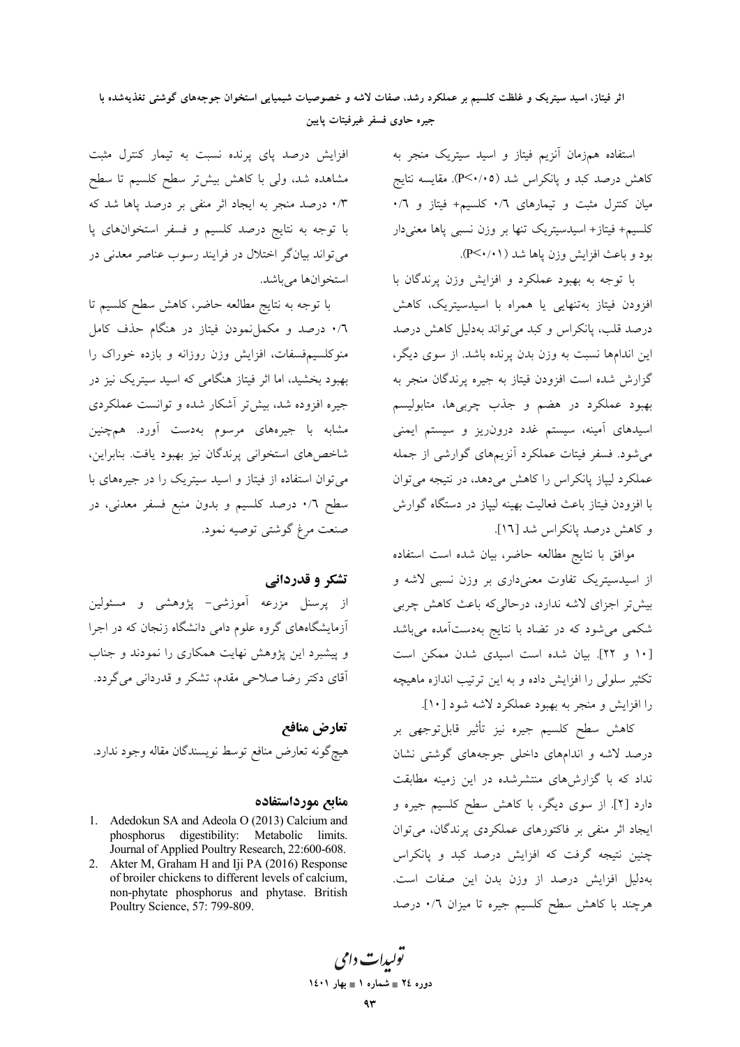استفاده هم‌زمان آنزیم فیتاز و اسید سیتریک منجر به کاهش درصد کبد و پانکراس شد (P<۰/۰۵). مقایسه نتایج میان کنترل مثبت و تیمارهای ۰/٦ کلسیم+ فیتاز و ۰/٦ کلسیم+ فیتاز+ اسیدسیتریک تنها بر وزن نسبی پاها معنی‌دار بود و باعث افزایش وزن پاها شد (P<۰/۰۱).

با توجه به بهبود عملکرد و افزایش وزن پرندگان با افزودن فیتاز به‌تنهایی یا همراه با اسیدسیتریک، کاهش درصد قلب، پانکراس و کبد می‌تواند به‌دلیل کاهش درصد این اندام‌ها نسبت به وزن بدن پرنده باشد. از سوی دیگر، گزارش شده است افزودن فیتاز به جیره پرندگان منجر به بهبود عملکرد در هضم و جذب چربی‌ها، متابولیسم اسیدهای آمینه، سیستم غدد درون‌ریز و سیستم ایمنی می‌شود. فسفر فیتات عملکرد آنزیم‌های گوارشی از جمله عملکرد لیپاز پانکراس را کاهش می‌دهد، در نتیجه می‌توان با افزودن فیتاز باعث فعالیت بهینه لیپاز در دستگاه گوارش و کاهش درصد پانکراس شد [١٦].

موافق با نتایج مطالعه حاضر، بیان شده است استفاده از اسیدسیتریک تفاوت معنی‌داری بر وزن نسبی لاشه و بیش‌تر اجزای لاشه ندارد، درحالی‌که باعث کاهش چربی شکمی می‌شود که در تضاد با نتایج به‌دست‌آمده می‌باشد [١٠ و ٢٢]. بیان شده است اسیدی شدن ممکن است تکثیر سلولی را افزایش داده و به این ترتیب اندازه ماهیچه را افزایش و منجر به بهبود عملکرد لاشه شود [١٠].

کاهش سطح کلسیم جیره نیز تأثیر قابل‌توجهی بر درصد لاشه و اندام‌های داخلی جوجه‌های گوشتی نشان نداد که با گزارش‌های منتشرشده در این زمینه مطابقت دارد [٢]. از سوی دیگر، با کاهش سطح کلسیم جیره و ایجاد اثر منفی بر فاکتورهای عملکردی پرندگان، می‌توان چنین نتیجه گرفت که افزایش درصد کبد و پانکراس به‌دلیل افزایش درصد از وزن بدن این صفات است. هرچند با کاهش سطح کلسیم جیره تا میزان ۰/٦ درصد افزایش درصد پای پرنده نسبت به تیمار کنترل مثبت مشاهده شد، ولی با کاهش بیش‌تر سطح کلسیم تا سطح ۰/٣ درصد منجر به ایجاد اثر منفی بر درصد پاها شد که با توجه به نتایج درصد کلسیم و فسفر استخوان‌های پا می‌تواند بیانگر اختلال در فرایند رسوب عناصر معدنی در استخوان‌ها می‌باشد.

با توجه به نتایج مطالعه حاضر، کاهش سطح کلسیم تا ۰/٦ درصد و مکمل‌نمودن فیتاز در هنگام حذف کامل منوکلسیم‌فسفات، افزایش وزن روزانه و بازده خوراک را بهبود بخشید، اما اثر فیتاز هنگامی که اسید سیتریک نیز در جیره افزوده شد، بیش‌تر آشکار شده و توانست عملکردی مشابه با جیره‌های مرسوم به‌دست آورد. هم‌چنین شاخص‌های استخوانی پرندگان نیز بهبود یافت. بنابراین، می‌توان استفاده از فیتاز و اسید سیتریک را در جیره‌های با سطح ۰/٦ درصد کلسیم و بدون منبع فسفر معدنی، در صنعت مرغ گوشتی توصیه نمود.

## تشکر و قدردانی

از پرسنل مزرعه آموزشی- پژوهشی و مسئولین آزمایشگاه‌های گروه علوم دامی دانشگاه زنجان که در اجرا و پیشبرد این پژوهش نهایت همکاری را نمودند و جناب آقای دکتر رضا صلاحی مقدم، تشکر و قدردانی می‌گردد.

## تعارض منافع

هیچ‌گونه تعارض منافع توسط نویسندگان مقاله وجود ندارد.

## منابع مورداستفاده

1. Adedokun SA and Adeola O (2013) Calcium and phosphorus digestibility: Metabolic limits. Journal of Applied Poultry Research, 22:600-608.
2. Akter M, Graham H and Iji PA (2016) Response of broiler chickens to different levels of calcium, non-phytate phosphorus and phytase. British Poultry Science, 57: 799-809.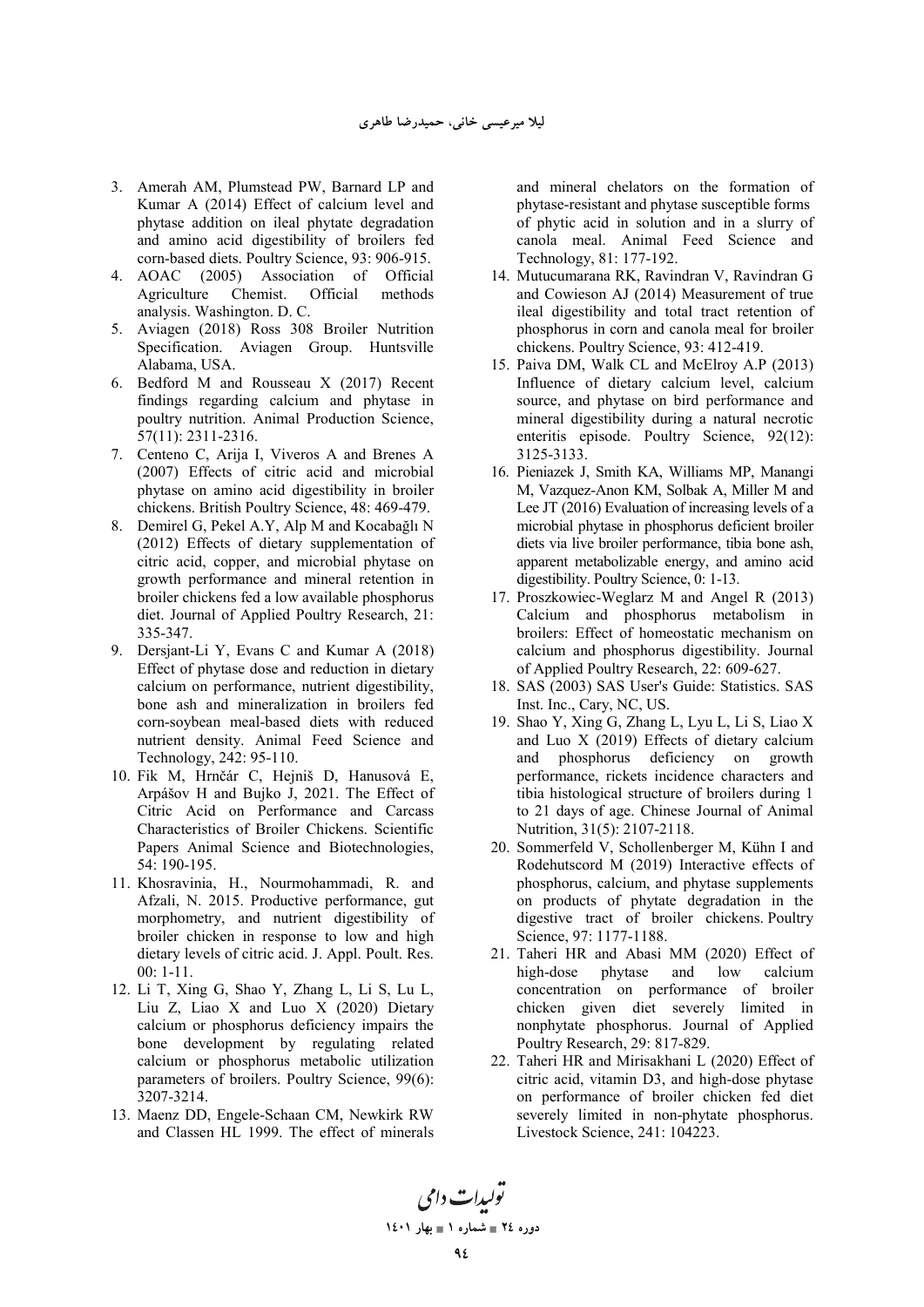3. Amerah AM, Plumstead PW, Barnard LP and Kumar A (2014) Effect of calcium level and phytase addition on ileal phytate degradation and amino acid digestibility of broilers fed corn-based diets. Poultry Science, 93: 906-915.
4. AOAC (2005) Association of Official Agriculture Chemist. Official methods analysis. Washington. D. C.
5. Aviagen (2018) Ross 308 Broiler Nutrition Specification. Aviagen Group. Huntsville Alabama, USA.
6. Bedford M and Rousseau X (2017) Recent findings regarding calcium and phytase in poultry nutrition. Animal Production Science, 57(11): 2311-2316.
7. Centeno C, Arija I, Viveros A and Brenes A (2007) Effects of citric acid and microbial phytase on amino acid digestibility in broiler chickens. British Poultry Science, 48: 469-479.
8. Demirel G, Pekel A.Y, Alp M and Kocabağlı N (2012) Effects of dietary supplementation of citric acid, copper, and microbial phytase on growth performance and mineral retention in broiler chickens fed a low available phosphorus diet. Journal of Applied Poultry Research, 21: 335-347.
9. Dersjant-Li Y, Evans C and Kumar A (2018) Effect of phytase dose and reduction in dietary calcium on performance, nutrient digestibility, bone ash and mineralization in broilers fed corn-soybean meal-based diets with reduced nutrient density. Animal Feed Science and Technology, 242: 95-110.
10. Fik M, Hrnčár C, Hejniš D, Hanusová E, Arpášov H and Bujko J, 2021. The Effect of Citric Acid on Performance and Carcass Characteristics of Broiler Chickens. Scientific Papers Animal Science and Biotechnologies, 54: 190-195.
11. Khosravinia, H., Nourmohammadi, R. and Afzali, N. 2015. Productive performance, gut morphometry, and nutrient digestibility of broiler chicken in response to low and high dietary levels of citric acid. J. Appl. Poult. Res. 00: 1-11.
12. Li T, Xing G, Shao Y, Zhang L, Li S, Lu L, Liu Z, Liao X and Luo X (2020) Dietary calcium or phosphorus deficiency impairs the bone development by regulating related calcium or phosphorus metabolic utilization parameters of broilers. Poultry Science, 99(6): 3207-3214.
13. Maenz DD, Engele-Schaan CM, Newkirk RW and Classen HL 1999. The effect of minerals and mineral chelators on the formation of phytase-resistant and phytase susceptible forms of phytic acid in solution and in a slurry of canola meal. Animal Feed Science and Technology, 81: 177-192.
14. Mutucumarana RK, Ravindran V, Ravindran G and Cowieson AJ (2014) Measurement of true ileal digestibility and total tract retention of phosphorus in corn and canola meal for broiler chickens. Poultry Science, 93: 412-419.
15. Paiva DM, Walk CL and McElroy A.P (2013) Influence of dietary calcium level, calcium source, and phytase on bird performance and mineral digestibility during a natural necrotic enteritis episode. Poultry Science, 92(12): 3125-3133.
16. Pieniazek J, Smith KA, Williams MP, Manangi M, Vazquez-Anon KM, Solbak A, Miller M and Lee JT (2016) Evaluation of increasing levels of a microbial phytase in phosphorus deficient broiler diets via live broiler performance, tibia bone ash, apparent metabolizable energy, and amino acid digestibility. Poultry Science, 0: 1-13.
17. Proszkowiec-Weglarz M and Angel R (2013) Calcium and phosphorus metabolism in broilers: Effect of homeostatic mechanism on calcium and phosphorus digestibility. Journal of Applied Poultry Research, 22: 609-627.
18. SAS (2003) SAS User's Guide: Statistics. SAS Inst. Inc., Cary, NC, US.
19. Shao Y, Xing G, Zhang L, Lyu L, Li S, Liao X and Luo X (2019) Effects of dietary calcium and phosphorus deficiency on growth performance, rickets incidence characters and tibia histological structure of broilers during 1 to 21 days of age. Chinese Journal of Animal Nutrition, 31(5): 2107-2118.
20. Sommerfeld V, Schollenberger M, Kühn I and Rodehutscord M (2019) Interactive effects of phosphorus, calcium, and phytase supplements on products of phytate degradation in the digestive tract of broiler chickens. Poultry Science, 97: 1177-1188.
21. Taheri HR and Abasi MM (2020) Effect of high-dose phytase and low calcium concentration on performance of broiler chicken given diet severely limited in nonphytate phosphorus. Journal of Applied Poultry Research, 29: 817-829.
22. Taheri HR and Mirisakhani L (2020) Effect of citric acid, vitamin D3, and high-dose phytase on performance of broiler chicken fed diet severely limited in non-phytate phosphorus. Livestock Science, 241: 104223.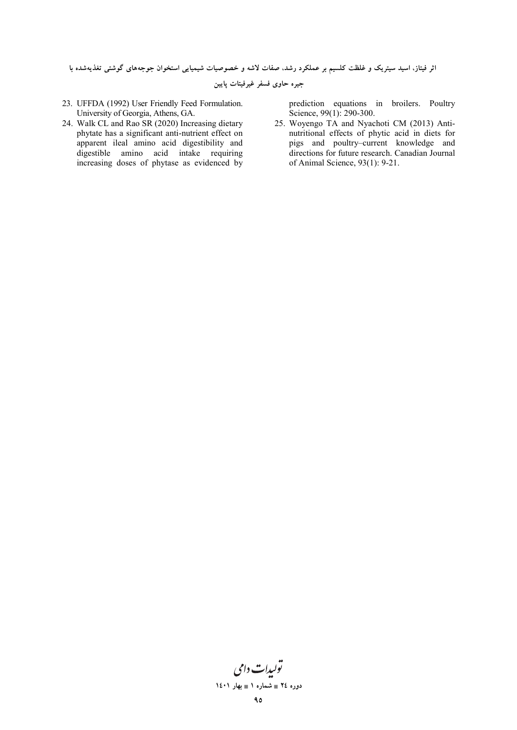23. UFFDA (1992) User Friendly Feed Formulation. University of Georgia, Athens, GA.
24. Walk CL and Rao SR (2020) Increasing dietary phytate has a significant anti-nutrient effect on apparent ileal amino acid digestibility and digestible amino acid intake requiring increasing doses of phytase as evidenced by prediction equations in broilers. Poultry Science, 99(1): 290-300.
25. Woyengo TA and Nyachoti CM (2013) Anti-nutritional effects of phytic acid in diets for pigs and poultry–current knowledge and directions for future research. Canadian Journal of Animal Science, 93(1): 9-21.